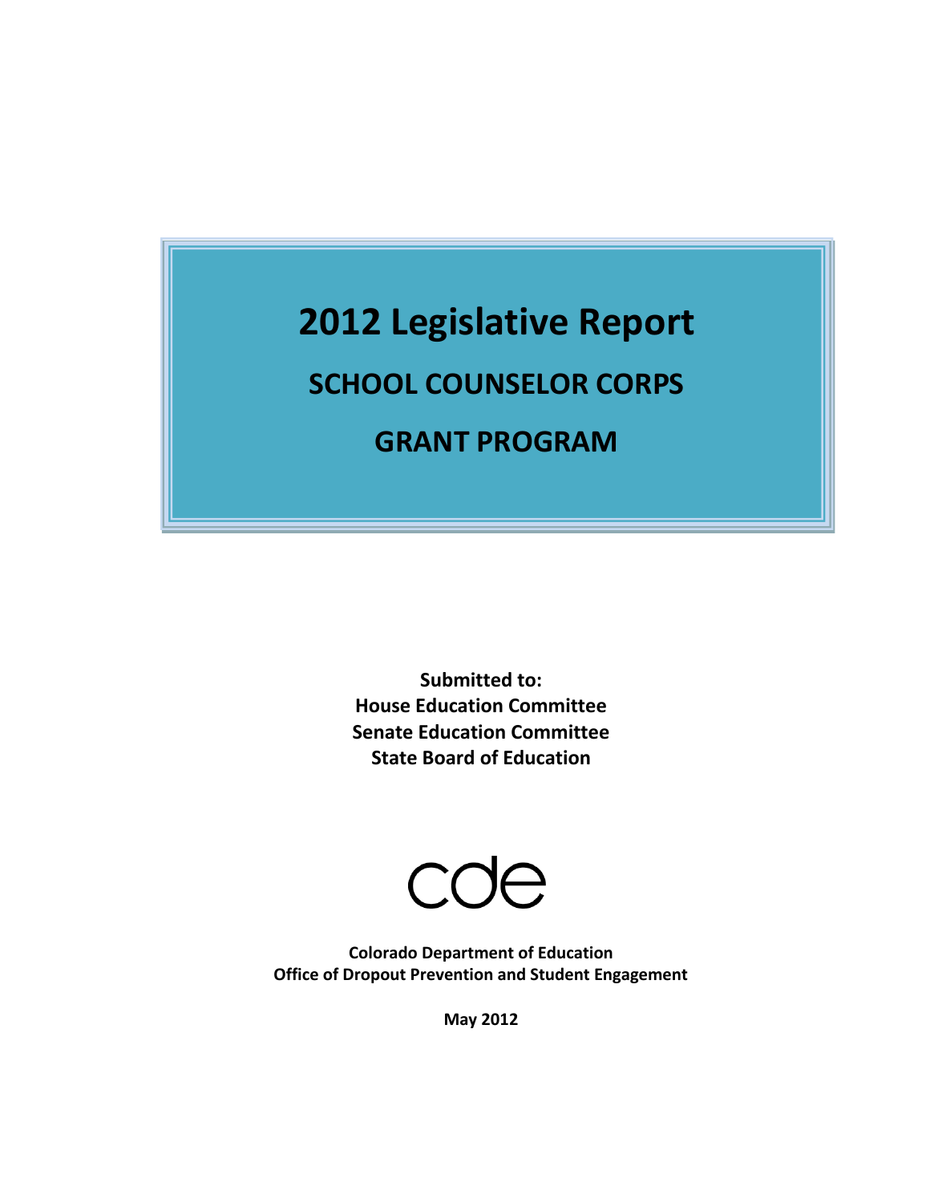# 2012 Legislative Report

## SCHOOL COUNSELOR CORPS

## GRANT PROGRAM

**Submitted to:**
**House Education Committee**
**Senate Education Committee**
**State Board of Education**

cde

**Colorado Department of Education**
**Office of Dropout Prevention and Student Engagement**

**May 2012**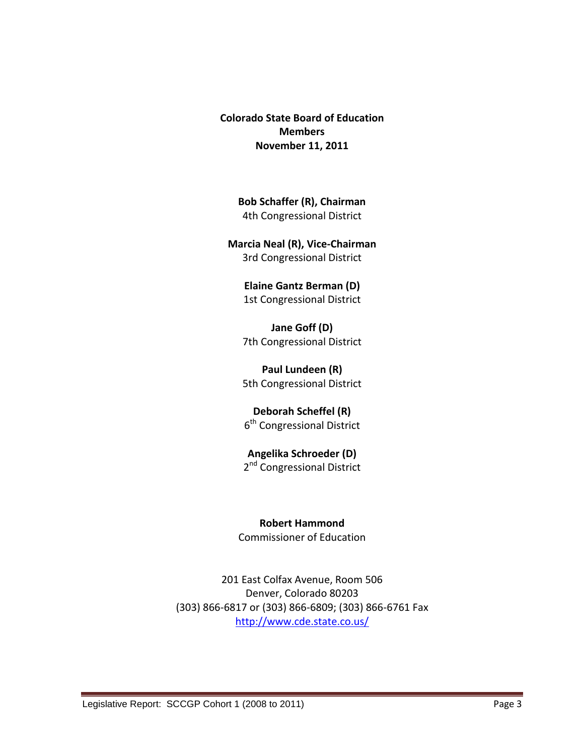**Colorado State Board of Education**
**Members**
**November 11, 2011**

**Bob Schaffer (R), Chairman**
4th Congressional District

**Marcia Neal (R), Vice-Chairman**
3rd Congressional District

**Elaine Gantz Berman (D)**
1st Congressional District

**Jane Goff (D)**
7th Congressional District

**Paul Lundeen (R)**
5th Congressional District

**Deborah Scheffel (R)**
6th Congressional District

**Angelika Schroeder (D)**
2nd Congressional District

**Robert Hammond**
Commissioner of Education

201 East Colfax Avenue, Room 506
Denver, Colorado 80203
(303) 866-6817 or (303) 866-6809; (303) 866-6761 Fax
http://www.cde.state.co.us/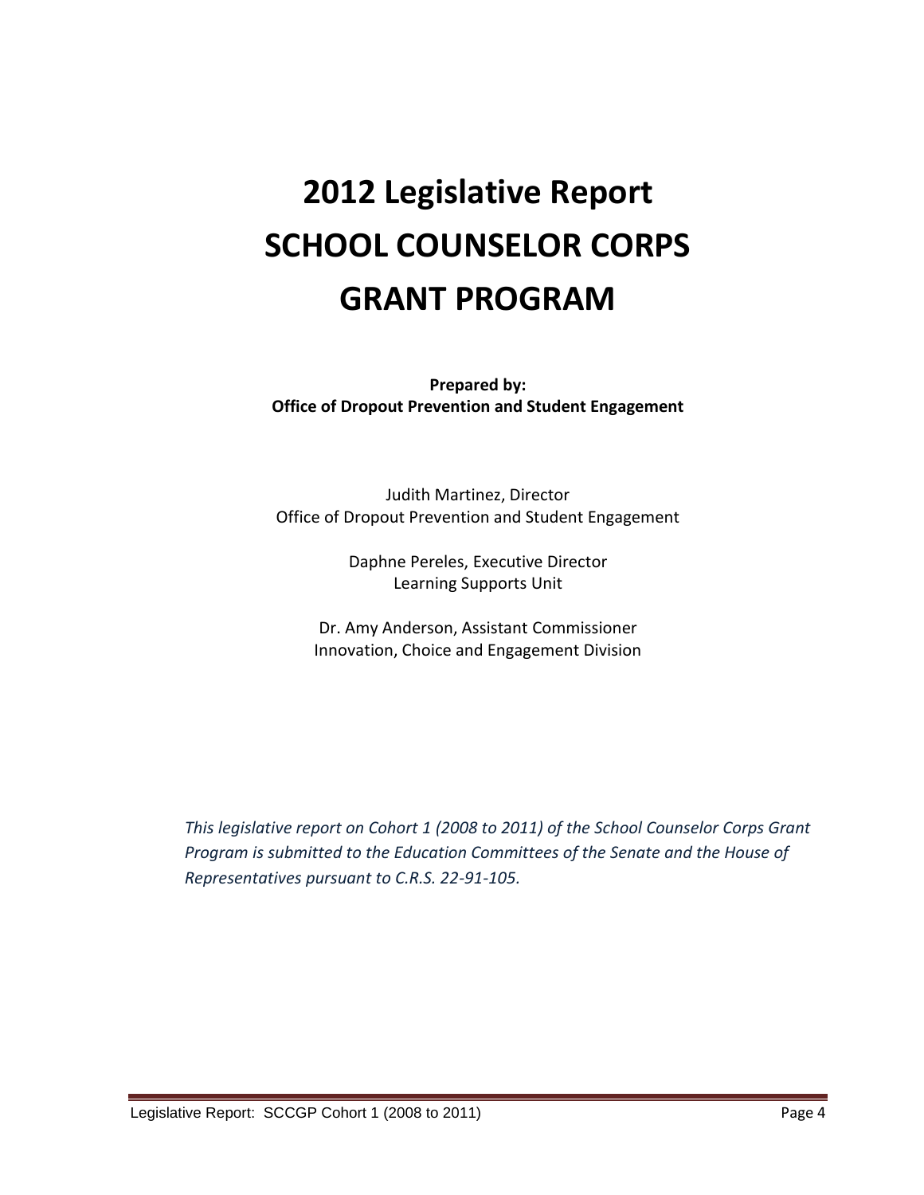# 2012 Legislative Report
# SCHOOL COUNSELOR CORPS GRANT PROGRAM

**Prepared by:**
**Office of Dropout Prevention and Student Engagement**

Judith Martinez, Director
Office of Dropout Prevention and Student Engagement

Daphne Pereles, Executive Director
Learning Supports Unit

Dr. Amy Anderson, Assistant Commissioner
Innovation, Choice and Engagement Division

*This legislative report on Cohort 1 (2008 to 2011) of the School Counselor Corps Grant Program is submitted to the Education Committees of the Senate and the House of Representatives pursuant to C.R.S. 22-91-105.*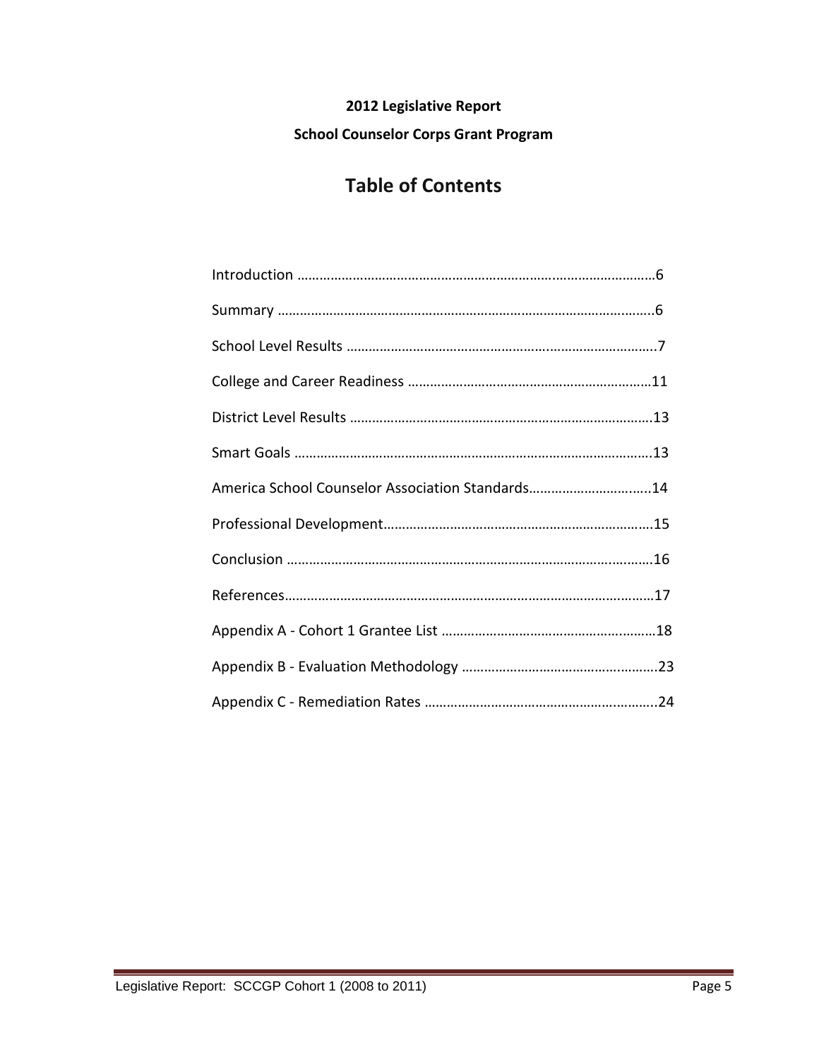**2012 Legislative Report**

**School Counselor Corps Grant Program**

# Table of Contents

Introduction ……………………………………………………………………………………6

Summary ………………………………………………………………………………………..6

School Level Results ………………………………………………………………………..7

College and Career Readiness …………………………………………………………11

District Level Results ………………………………………………………………………13

Smart Goals …………………………………………………………………………………….13

America School Counselor Association Standards…………………………..14

Professional Development………………………………………………………………15

Conclusion ………………………………………………………………………………………16

References………………………………………………………………………………………17

Appendix A - Cohort 1 Grantee List …………………………………………………18

Appendix B - Evaluation Methodology ……………………………………………23

Appendix C - Remediation Rates ………………………………………………………24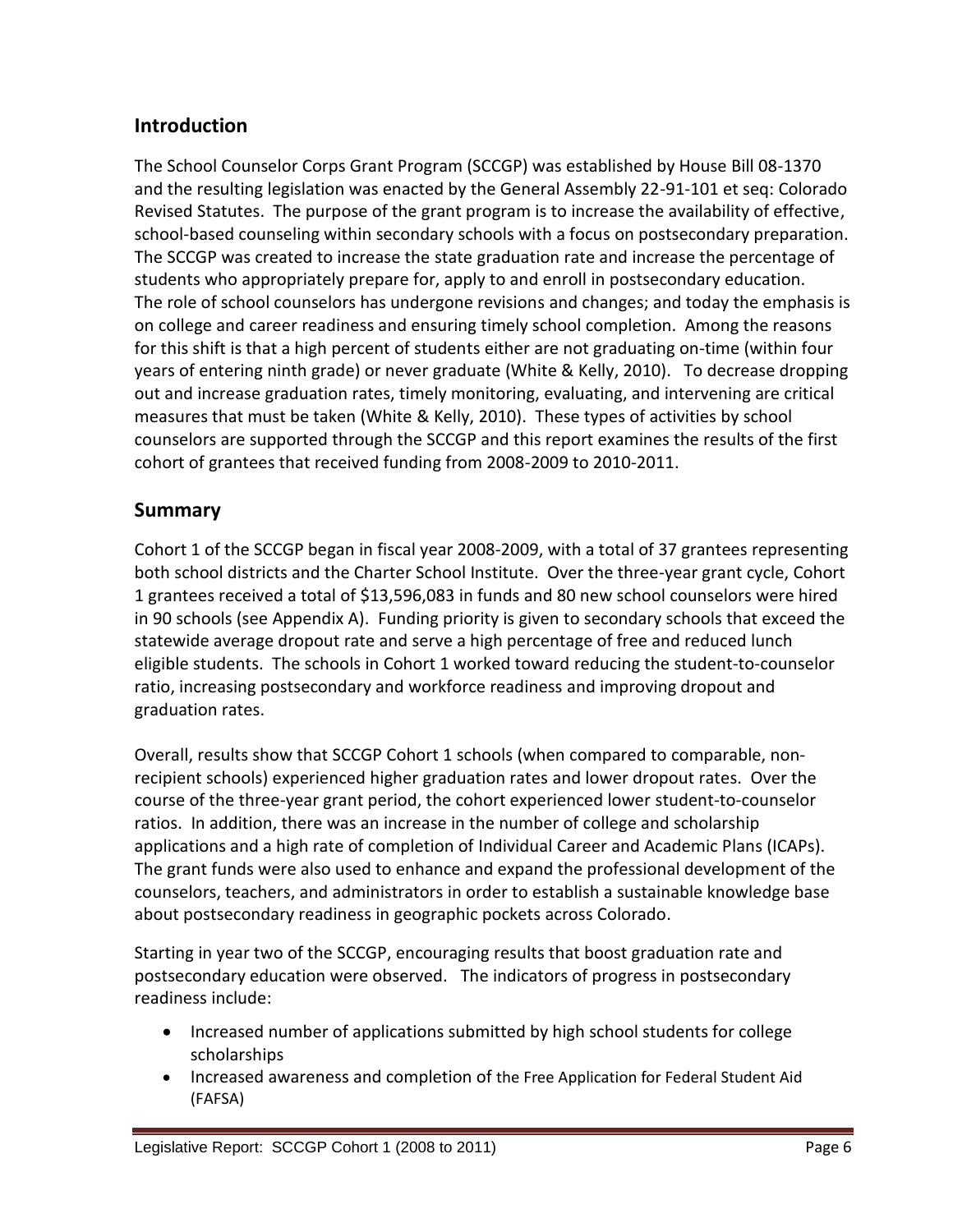## Introduction

The School Counselor Corps Grant Program (SCCGP) was established by House Bill 08-1370 and the resulting legislation was enacted by the General Assembly 22-91-101 et seq: Colorado Revised Statutes. The purpose of the grant program is to increase the availability of effective, school-based counseling within secondary schools with a focus on postsecondary preparation. The SCCGP was created to increase the state graduation rate and increase the percentage of students who appropriately prepare for, apply to and enroll in postsecondary education. The role of school counselors has undergone revisions and changes; and today the emphasis is on college and career readiness and ensuring timely school completion. Among the reasons for this shift is that a high percent of students either are not graduating on-time (within four years of entering ninth grade) or never graduate (White & Kelly, 2010). To decrease dropping out and increase graduation rates, timely monitoring, evaluating, and intervening are critical measures that must be taken (White & Kelly, 2010). These types of activities by school counselors are supported through the SCCGP and this report examines the results of the first cohort of grantees that received funding from 2008-2009 to 2010-2011.

## Summary

Cohort 1 of the SCCGP began in fiscal year 2008-2009, with a total of 37 grantees representing both school districts and the Charter School Institute. Over the three-year grant cycle, Cohort 1 grantees received a total of $13,596,083 in funds and 80 new school counselors were hired in 90 schools (see Appendix A). Funding priority is given to secondary schools that exceed the statewide average dropout rate and serve a high percentage of free and reduced lunch eligible students. The schools in Cohort 1 worked toward reducing the student-to-counselor ratio, increasing postsecondary and workforce readiness and improving dropout and graduation rates.

Overall, results show that SCCGP Cohort 1 schools (when compared to comparable, non-recipient schools) experienced higher graduation rates and lower dropout rates. Over the course of the three-year grant period, the cohort experienced lower student-to-counselor ratios. In addition, there was an increase in the number of college and scholarship applications and a high rate of completion of Individual Career and Academic Plans (ICAPs). The grant funds were also used to enhance and expand the professional development of the counselors, teachers, and administrators in order to establish a sustainable knowledge base about postsecondary readiness in geographic pockets across Colorado.

Starting in year two of the SCCGP, encouraging results that boost graduation rate and postsecondary education were observed. The indicators of progress in postsecondary readiness include:

- Increased number of applications submitted by high school students for college scholarships
- Increased awareness and completion of the Free Application for Federal Student Aid (FAFSA)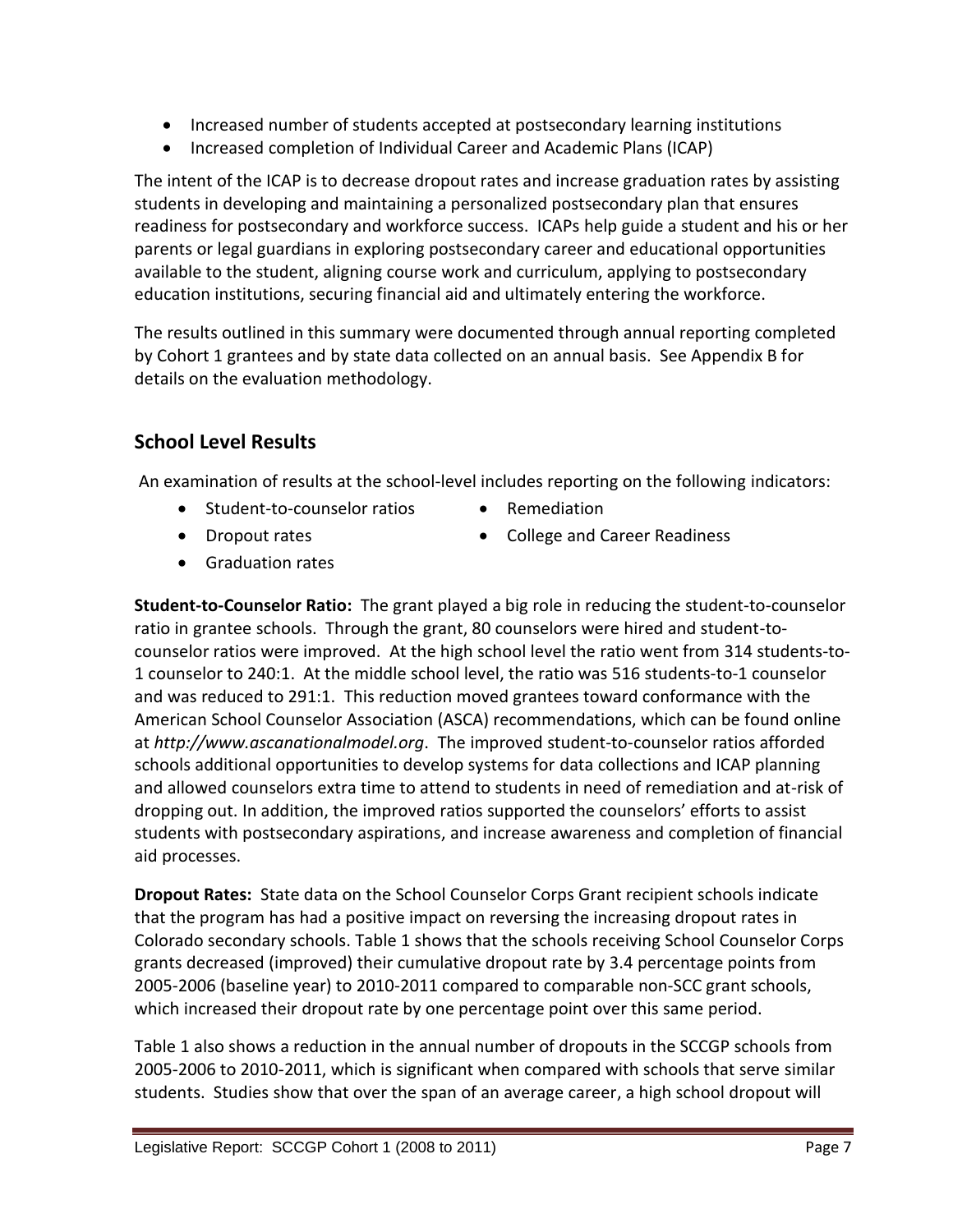- Increased number of students accepted at postsecondary learning institutions
- Increased completion of Individual Career and Academic Plans (ICAP)

The intent of the ICAP is to decrease dropout rates and increase graduation rates by assisting students in developing and maintaining a personalized postsecondary plan that ensures readiness for postsecondary and workforce success. ICAPs help guide a student and his or her parents or legal guardians in exploring postsecondary career and educational opportunities available to the student, aligning course work and curriculum, applying to postsecondary education institutions, securing financial aid and ultimately entering the workforce.

The results outlined in this summary were documented through annual reporting completed by Cohort 1 grantees and by state data collected on an annual basis. See Appendix B for details on the evaluation methodology.

## School Level Results

An examination of results at the school-level includes reporting on the following indicators:

- Student-to-counselor ratios
- Dropout rates
- Graduation rates
- Remediation
- College and Career Readiness

**Student-to-Counselor Ratio:** The grant played a big role in reducing the student-to-counselor ratio in grantee schools. Through the grant, 80 counselors were hired and student-to-counselor ratios were improved. At the high school level the ratio went from 314 students-to-1 counselor to 240:1. At the middle school level, the ratio was 516 students-to-1 counselor and was reduced to 291:1. This reduction moved grantees toward conformance with the American School Counselor Association (ASCA) recommendations, which can be found online at *http://www.ascanationalmodel.org*. The improved student-to-counselor ratios afforded schools additional opportunities to develop systems for data collections and ICAP planning and allowed counselors extra time to attend to students in need of remediation and at-risk of dropping out. In addition, the improved ratios supported the counselors' efforts to assist students with postsecondary aspirations, and increase awareness and completion of financial aid processes.

**Dropout Rates:** State data on the School Counselor Corps Grant recipient schools indicate that the program has had a positive impact on reversing the increasing dropout rates in Colorado secondary schools. Table 1 shows that the schools receiving School Counselor Corps grants decreased (improved) their cumulative dropout rate by 3.4 percentage points from 2005-2006 (baseline year) to 2010-2011 compared to comparable non-SCC grant schools, which increased their dropout rate by one percentage point over this same period.

Table 1 also shows a reduction in the annual number of dropouts in the SCCGP schools from 2005-2006 to 2010-2011, which is significant when compared with schools that serve similar students. Studies show that over the span of an average career, a high school dropout will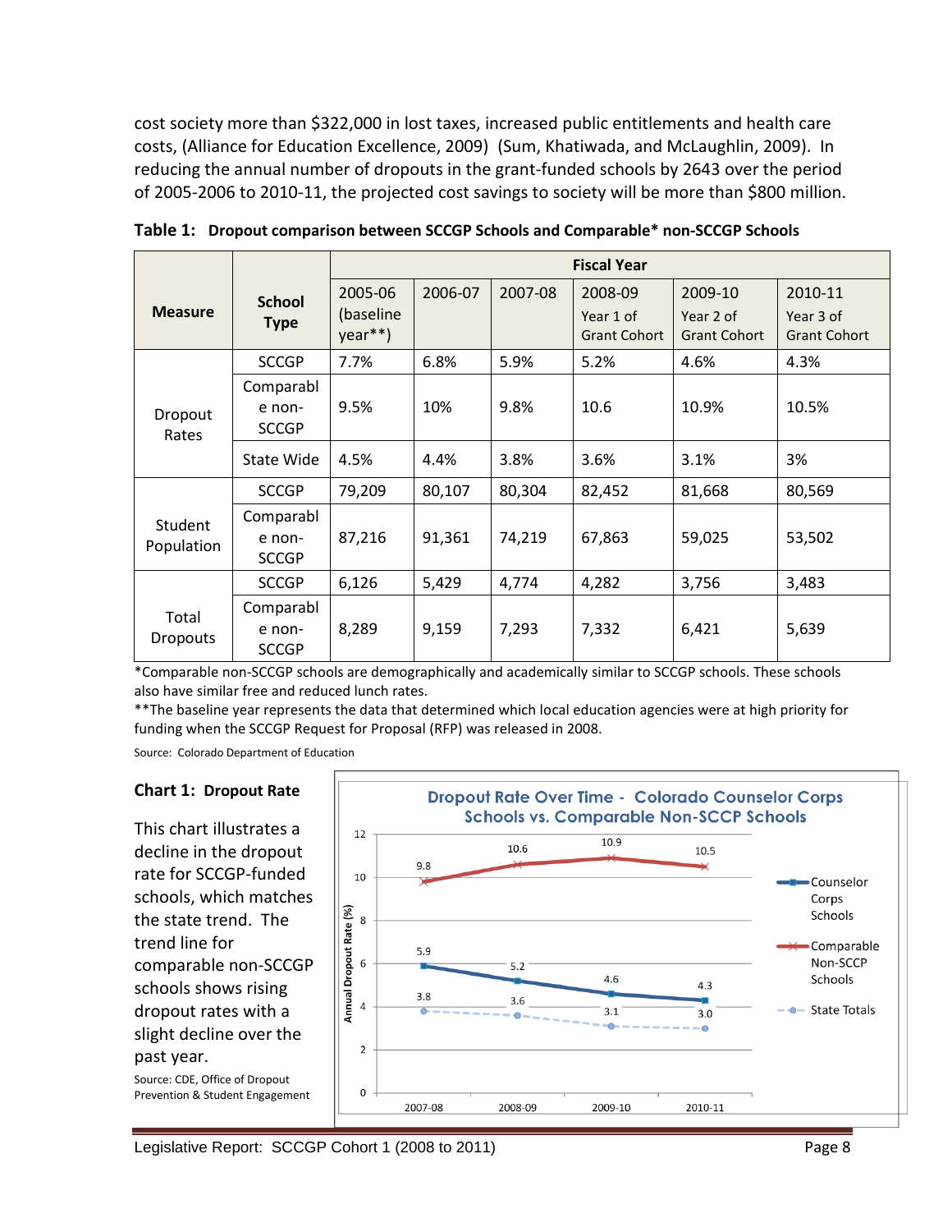cost society more than $322,000 in lost taxes, increased public entitlements and health care costs, (Alliance for Education Excellence, 2009) (Sum, Khatiwada, and McLaughlin, 2009). In reducing the annual number of dropouts in the grant-funded schools by 2643 over the period of 2005-2006 to 2010-11, the projected cost savings to society will be more than $800 million.

**Table 1: Dropout comparison between SCCGP Schools and Comparable* non-SCCGP Schools**

| Measure | School Type | Fiscal Year | | | | | |
|---|---|---|---|---|---|---|---|
| | | 2005-06 (baseline year**) | 2006-07 | 2007-08 | 2008-09 Year 1 of Grant Cohort | 2009-10 Year 2 of Grant Cohort | 2010-11 Year 3 of Grant Cohort |
| Dropout Rates | SCCGP | 7.7% | 6.8% | 5.9% | 5.2% | 4.6% | 4.3% |
| | Comparable non-SCCGP | 9.5% | 10% | 9.8% | 10.6 | 10.9% | 10.5% |
| | State Wide | 4.5% | 4.4% | 3.8% | 3.6% | 3.1% | 3% |
| Student Population | SCCGP | 79,209 | 80,107 | 80,304 | 82,452 | 81,668 | 80,569 |
| | Comparable non-SCCGP | 87,216 | 91,361 | 74,219 | 67,863 | 59,025 | 53,502 |
| Total Dropouts | SCCGP | 6,126 | 5,429 | 4,774 | 4,282 | 3,756 | 3,483 |
| | Comparable non-SCCGP | 8,289 | 9,159 | 7,293 | 7,332 | 6,421 | 5,639 |

*Comparable non-SCCGP schools are demographically and academically similar to SCCGP schools. These schools also have similar free and reduced lunch rates.

**The baseline year represents the data that determined which local education agencies were at high priority for funding when the SCCGP Request for Proposal (RFP) was released in 2008.

Source: Colorado Department of Education

**Chart 1: Dropout Rate**

This chart illustrates a decline in the dropout rate for SCCGP-funded schools, which matches the state trend. The trend line for comparable non-SCCGP schools shows rising dropout rates with a slight decline over the past year.

Source: CDE, Office of Dropout Prevention & Student Engagement

Dropout Rate Over Time - Colorado Counselor Corps Schools vs. Comparable Non-SCCP Schools

Annual Dropout Rate (%)

0
2
4
6
8
10
12

2007-08
2008-09
2009-10
2010-11

9.8
10.6
10.9
10.5

5.9
5.2
4.6
4.3

3.8
3.6
3.1
3.0

Counselor Corps Schools
Comparable Non-SCCP Schools
State Totals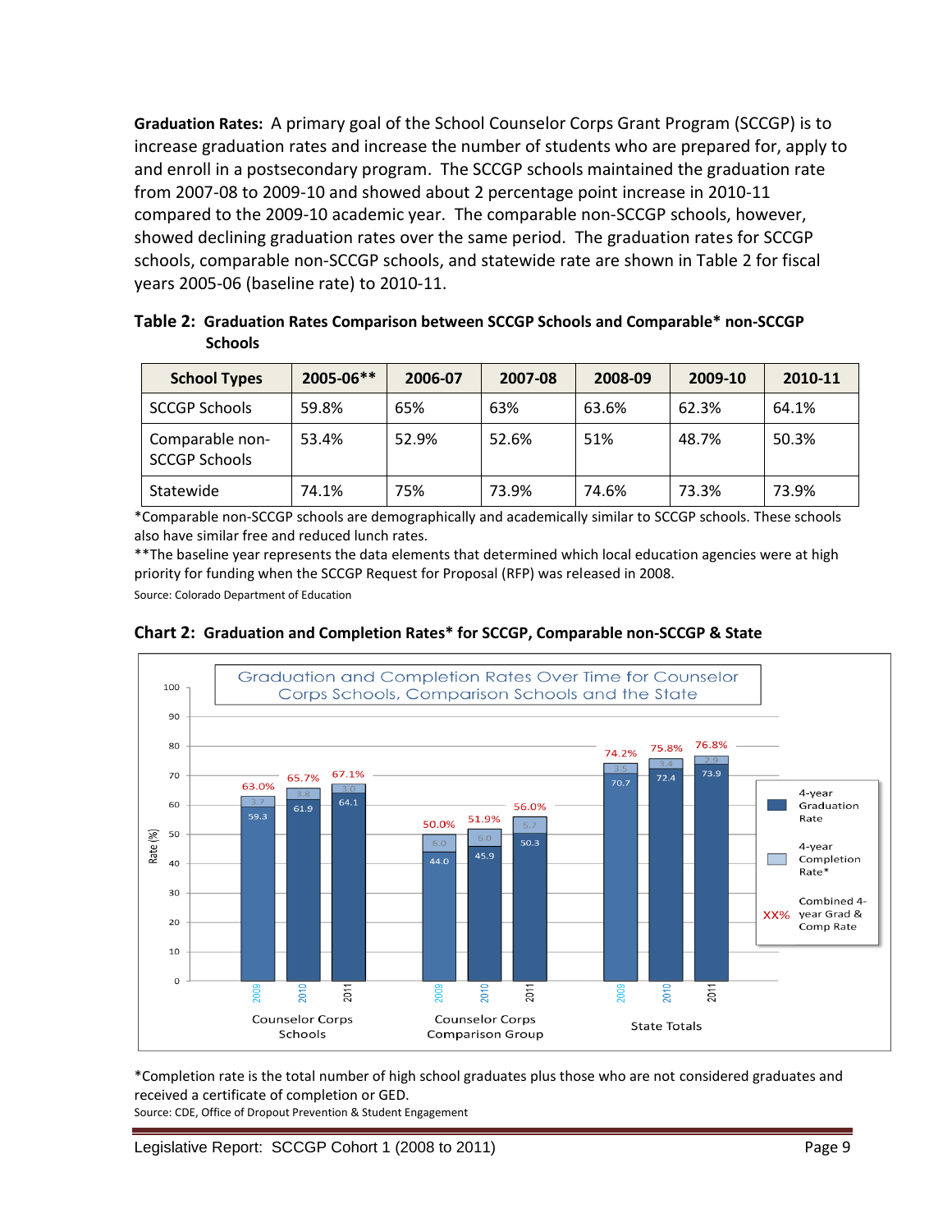**Graduation Rates:** A primary goal of the School Counselor Corps Grant Program (SCCGP) is to increase graduation rates and increase the number of students who are prepared for, apply to and enroll in a postsecondary program. The SCCGP schools maintained the graduation rate from 2007-08 to 2009-10 and showed about 2 percentage point increase in 2010-11 compared to the 2009-10 academic year. The comparable non-SCCGP schools, however, showed declining graduation rates over the same period. The graduation rates for SCCGP schools, comparable non-SCCGP schools, and statewide rate are shown in Table 2 for fiscal years 2005-06 (baseline rate) to 2010-11.

**Table 2: Graduation Rates Comparison between SCCGP Schools and Comparable* non-SCCGP Schools**

| School Types | 2005-06** | 2006-07 | 2007-08 | 2008-09 | 2009-10 | 2010-11 |
|---|---|---|---|---|---|---|
| SCCGP Schools | 59.8% | 65% | 63% | 63.6% | 62.3% | 64.1% |
| Comparable non-SCCGP Schools | 53.4% | 52.9% | 52.6% | 51% | 48.7% | 50.3% |
| Statewide | 74.1% | 75% | 73.9% | 74.6% | 73.3% | 73.9% |

*Comparable non-SCCGP schools are demographically and academically similar to SCCGP schools. These schools also have similar free and reduced lunch rates.

**The baseline year represents the data elements that determined which local education agencies were at high priority for funding when the SCCGP Request for Proposal (RFP) was released in 2008.

Source: Colorado Department of Education

**Chart 2: Graduation and Completion Rates* for SCCGP, Comparable non-SCCGP & State**

Graduation and Completion Rates Over Time for Counselor Corps Schools, Comparison Schools and the State

Rate (%)

0, 10, 20, 30, 40, 50, 60, 70, 80, 90, 100

Counselor Corps Schools: 2009: 59.3, 3.7, 63.0%; 2010: 61.9, 3.8, 65.7%; 2011: 64.1, 3.0, 67.1%

Counselor Corps Comparison Group: 2009: 44.0, 6.0, 50.0%; 2010: 45.9, 6.0, 51.9%; 2011: 50.3, 5.7, 56.0%

State Totals: 2009: 70.7, 3.5, 74.2%; 2010: 72.4, 3.4, 75.8%; 2011: 73.9, 2.9, 76.8%

4-year Graduation Rate

4-year Completion Rate*

XX% Combined 4-year Grad & Comp Rate

*Completion rate is the total number of high school graduates plus those who are not considered graduates and received a certificate of completion or GED.

Source: CDE, Office of Dropout Prevention & Student Engagement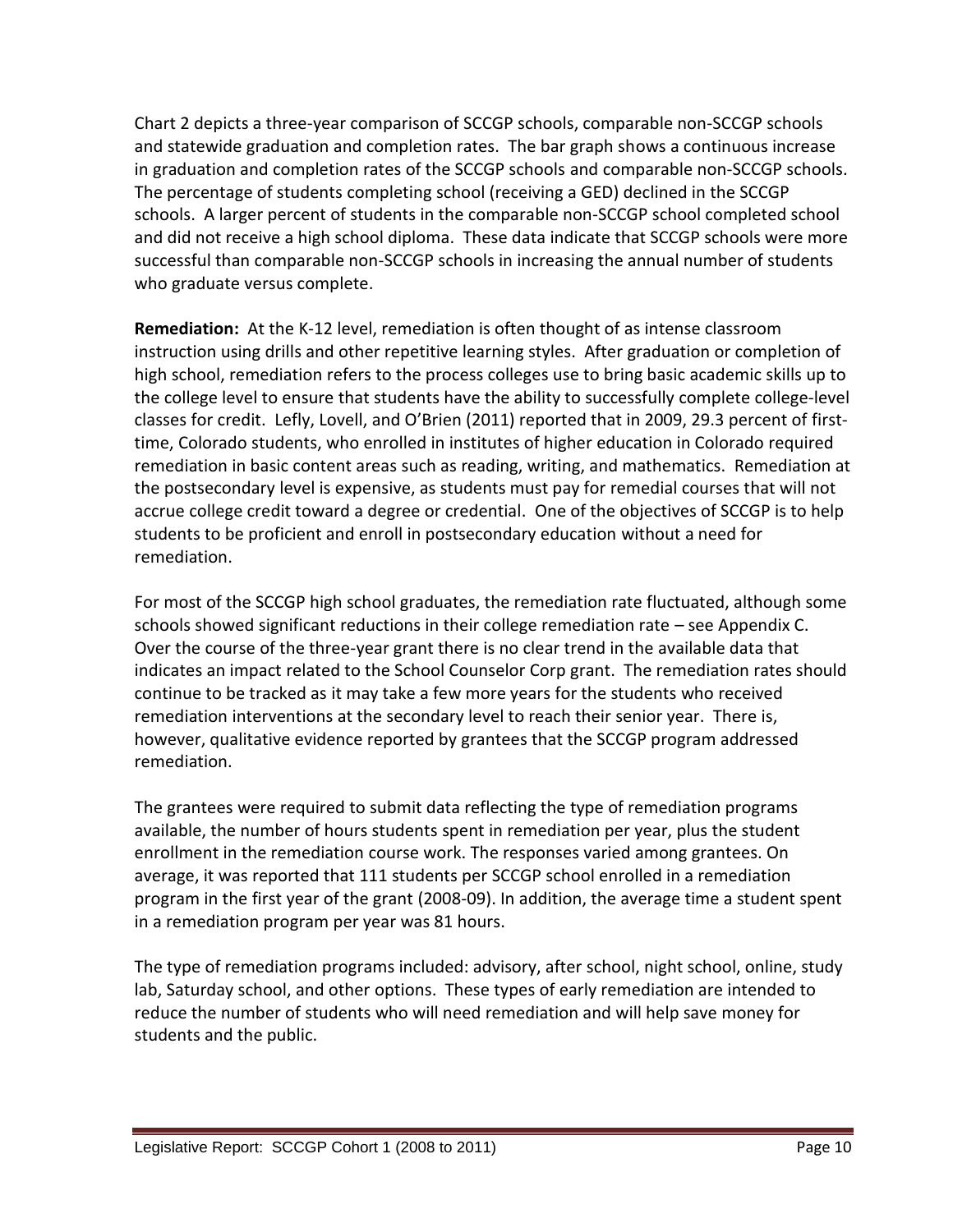Chart 2 depicts a three-year comparison of SCCGP schools, comparable non-SCCGP schools and statewide graduation and completion rates. The bar graph shows a continuous increase in graduation and completion rates of the SCCGP schools and comparable non-SCCGP schools. The percentage of students completing school (receiving a GED) declined in the SCCGP schools. A larger percent of students in the comparable non-SCCGP school completed school and did not receive a high school diploma. These data indicate that SCCGP schools were more successful than comparable non-SCCGP schools in increasing the annual number of students who graduate versus complete.

**Remediation:** At the K-12 level, remediation is often thought of as intense classroom instruction using drills and other repetitive learning styles. After graduation or completion of high school, remediation refers to the process colleges use to bring basic academic skills up to the college level to ensure that students have the ability to successfully complete college-level classes for credit. Lefly, Lovell, and O'Brien (2011) reported that in 2009, 29.3 percent of first-time, Colorado students, who enrolled in institutes of higher education in Colorado required remediation in basic content areas such as reading, writing, and mathematics. Remediation at the postsecondary level is expensive, as students must pay for remedial courses that will not accrue college credit toward a degree or credential. One of the objectives of SCCGP is to help students to be proficient and enroll in postsecondary education without a need for remediation.

For most of the SCCGP high school graduates, the remediation rate fluctuated, although some schools showed significant reductions in their college remediation rate – see Appendix C. Over the course of the three-year grant there is no clear trend in the available data that indicates an impact related to the School Counselor Corp grant. The remediation rates should continue to be tracked as it may take a few more years for the students who received remediation interventions at the secondary level to reach their senior year. There is, however, qualitative evidence reported by grantees that the SCCGP program addressed remediation.

The grantees were required to submit data reflecting the type of remediation programs available, the number of hours students spent in remediation per year, plus the student enrollment in the remediation course work. The responses varied among grantees. On average, it was reported that 111 students per SCCGP school enrolled in a remediation program in the first year of the grant (2008-09). In addition, the average time a student spent in a remediation program per year was 81 hours.

The type of remediation programs included: advisory, after school, night school, online, study lab, Saturday school, and other options. These types of early remediation are intended to reduce the number of students who will need remediation and will help save money for students and the public.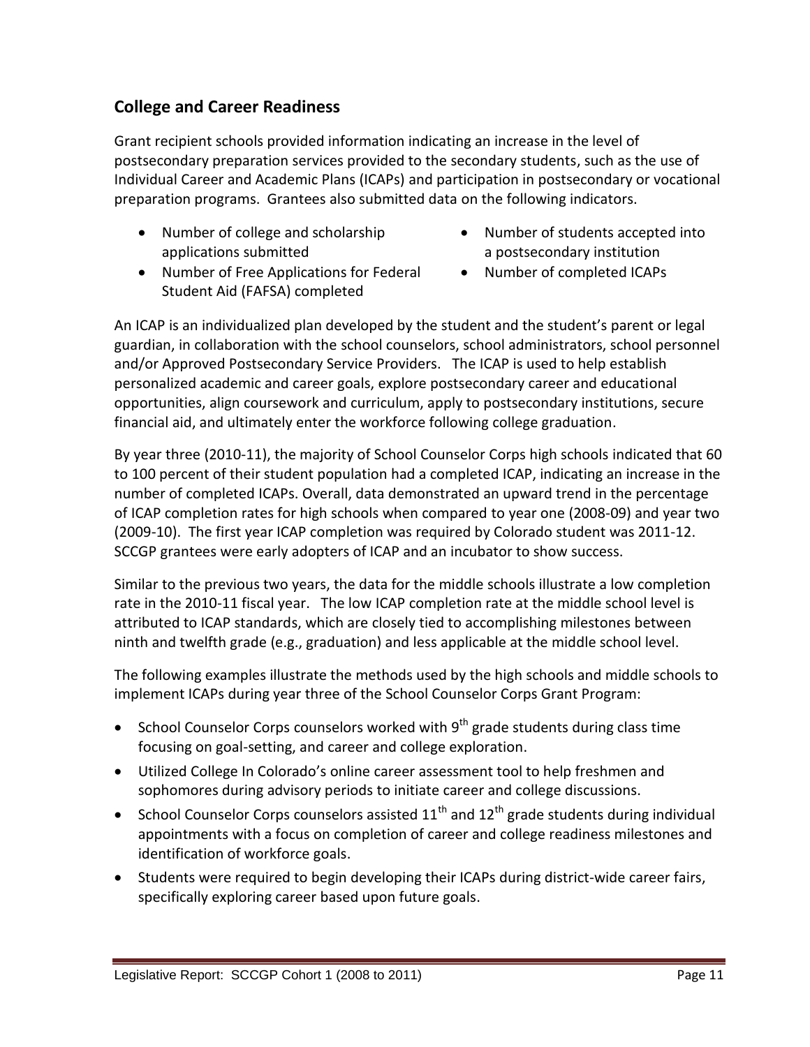## College and Career Readiness

Grant recipient schools provided information indicating an increase in the level of postsecondary preparation services provided to the secondary students, such as the use of Individual Career and Academic Plans (ICAPs) and participation in postsecondary or vocational preparation programs. Grantees also submitted data on the following indicators.

- Number of college and scholarship applications submitted
- Number of Free Applications for Federal Student Aid (FAFSA) completed
- Number of students accepted into a postsecondary institution
- Number of completed ICAPs

An ICAP is an individualized plan developed by the student and the student's parent or legal guardian, in collaboration with the school counselors, school administrators, school personnel and/or Approved Postsecondary Service Providers. The ICAP is used to help establish personalized academic and career goals, explore postsecondary career and educational opportunities, align coursework and curriculum, apply to postsecondary institutions, secure financial aid, and ultimately enter the workforce following college graduation.

By year three (2010-11), the majority of School Counselor Corps high schools indicated that 60 to 100 percent of their student population had a completed ICAP, indicating an increase in the number of completed ICAPs. Overall, data demonstrated an upward trend in the percentage of ICAP completion rates for high schools when compared to year one (2008-09) and year two (2009-10). The first year ICAP completion was required by Colorado student was 2011-12. SCCGP grantees were early adopters of ICAP and an incubator to show success.

Similar to the previous two years, the data for the middle schools illustrate a low completion rate in the 2010-11 fiscal year. The low ICAP completion rate at the middle school level is attributed to ICAP standards, which are closely tied to accomplishing milestones between ninth and twelfth grade (e.g., graduation) and less applicable at the middle school level.

The following examples illustrate the methods used by the high schools and middle schools to implement ICAPs during year three of the School Counselor Corps Grant Program:

- School Counselor Corps counselors worked with 9th grade students during class time focusing on goal-setting, and career and college exploration.
- Utilized College In Colorado's online career assessment tool to help freshmen and sophomores during advisory periods to initiate career and college discussions.
- School Counselor Corps counselors assisted 11th and 12th grade students during individual appointments with a focus on completion of career and college readiness milestones and identification of workforce goals.
- Students were required to begin developing their ICAPs during district-wide career fairs, specifically exploring career based upon future goals.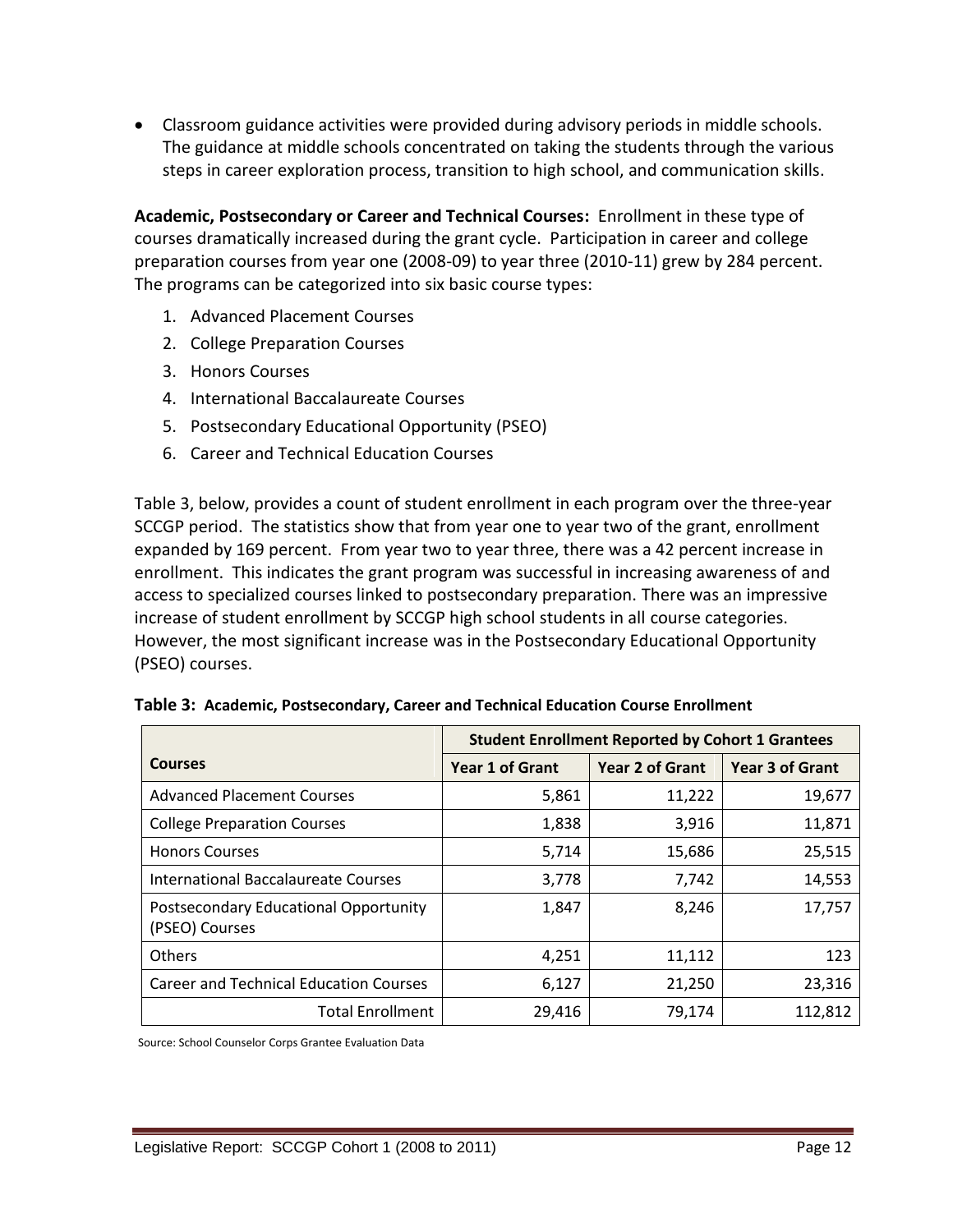- Classroom guidance activities were provided during advisory periods in middle schools. The guidance at middle schools concentrated on taking the students through the various steps in career exploration process, transition to high school, and communication skills.

**Academic, Postsecondary or Career and Technical Courses:** Enrollment in these type of courses dramatically increased during the grant cycle. Participation in career and college preparation courses from year one (2008-09) to year three (2010-11) grew by 284 percent. The programs can be categorized into six basic course types:

1. Advanced Placement Courses
2. College Preparation Courses
3. Honors Courses
4. International Baccalaureate Courses
5. Postsecondary Educational Opportunity (PSEO)
6. Career and Technical Education Courses

Table 3, below, provides a count of student enrollment in each program over the three-year SCCGP period. The statistics show that from year one to year two of the grant, enrollment expanded by 169 percent. From year two to year three, there was a 42 percent increase in enrollment. This indicates the grant program was successful in increasing awareness of and access to specialized courses linked to postsecondary preparation. There was an impressive increase of student enrollment by SCCGP high school students in all course categories. However, the most significant increase was in the Postsecondary Educational Opportunity (PSEO) courses.

**Table 3: Academic, Postsecondary, Career and Technical Education Course Enrollment**

| Courses | Student Enrollment Reported by Cohort 1 Grantees | | |
|---|---|---|---|
| | Year 1 of Grant | Year 2 of Grant | Year 3 of Grant |
| Advanced Placement Courses | 5,861 | 11,222 | 19,677 |
| College Preparation Courses | 1,838 | 3,916 | 11,871 |
| Honors Courses | 5,714 | 15,686 | 25,515 |
| International Baccalaureate Courses | 3,778 | 7,742 | 14,553 |
| Postsecondary Educational Opportunity (PSEO) Courses | 1,847 | 8,246 | 17,757 |
| Others | 4,251 | 11,112 | 123 |
| Career and Technical Education Courses | 6,127 | 21,250 | 23,316 |
| Total Enrollment | 29,416 | 79,174 | 112,812 |

Source: School Counselor Corps Grantee Evaluation Data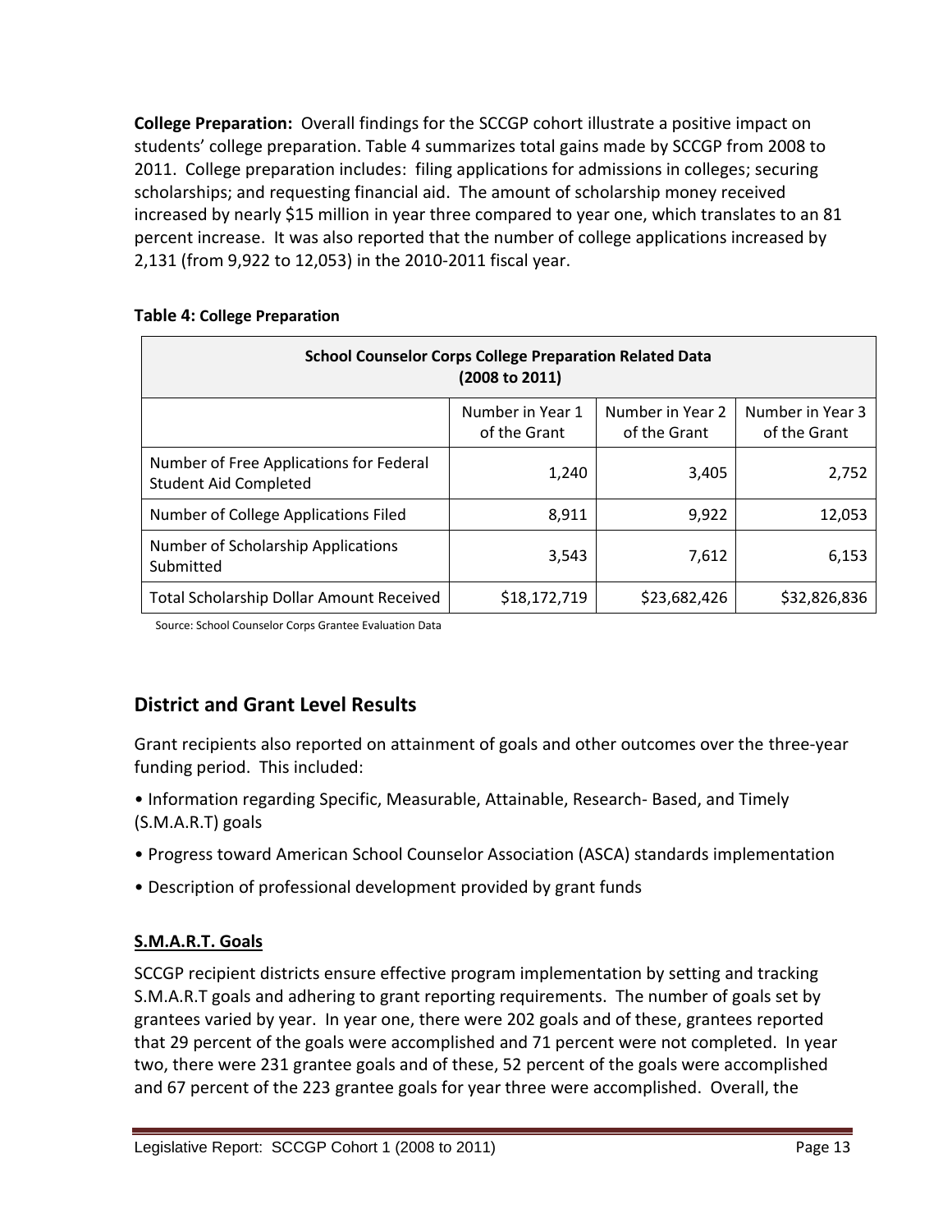**College Preparation:** Overall findings for the SCCGP cohort illustrate a positive impact on students' college preparation. Table 4 summarizes total gains made by SCCGP from 2008 to 2011. College preparation includes: filing applications for admissions in colleges; securing scholarships; and requesting financial aid. The amount of scholarship money received increased by nearly $15 million in year three compared to year one, which translates to an 81 percent increase. It was also reported that the number of college applications increased by 2,131 (from 9,922 to 12,053) in the 2010-2011 fiscal year.

**Table 4: College Preparation**

| School Counselor Corps College Preparation Related Data (2008 to 2011) | | | |
|---|---|---|---|
| | Number in Year 1 of the Grant | Number in Year 2 of the Grant | Number in Year 3 of the Grant |
| Number of Free Applications for Federal Student Aid Completed | 1,240 | 3,405 | 2,752 |
| Number of College Applications Filed | 8,911 | 9,922 | 12,053 |
| Number of Scholarship Applications Submitted | 3,543 | 7,612 | 6,153 |
| Total Scholarship Dollar Amount Received | $18,172,719 | $23,682,426 | $32,826,836 |

Source: School Counselor Corps Grantee Evaluation Data

## District and Grant Level Results

Grant recipients also reported on attainment of goals and other outcomes over the three-year funding period. This included:

- Information regarding Specific, Measurable, Attainable, Research- Based, and Timely (S.M.A.R.T) goals
- Progress toward American School Counselor Association (ASCA) standards implementation
- Description of professional development provided by grant funds

### S.M.A.R.T. Goals

SCCGP recipient districts ensure effective program implementation by setting and tracking S.M.A.R.T goals and adhering to grant reporting requirements. The number of goals set by grantees varied by year. In year one, there were 202 goals and of these, grantees reported that 29 percent of the goals were accomplished and 71 percent were not completed. In year two, there were 231 grantee goals and of these, 52 percent of the goals were accomplished and 67 percent of the 223 grantee goals for year three were accomplished. Overall, the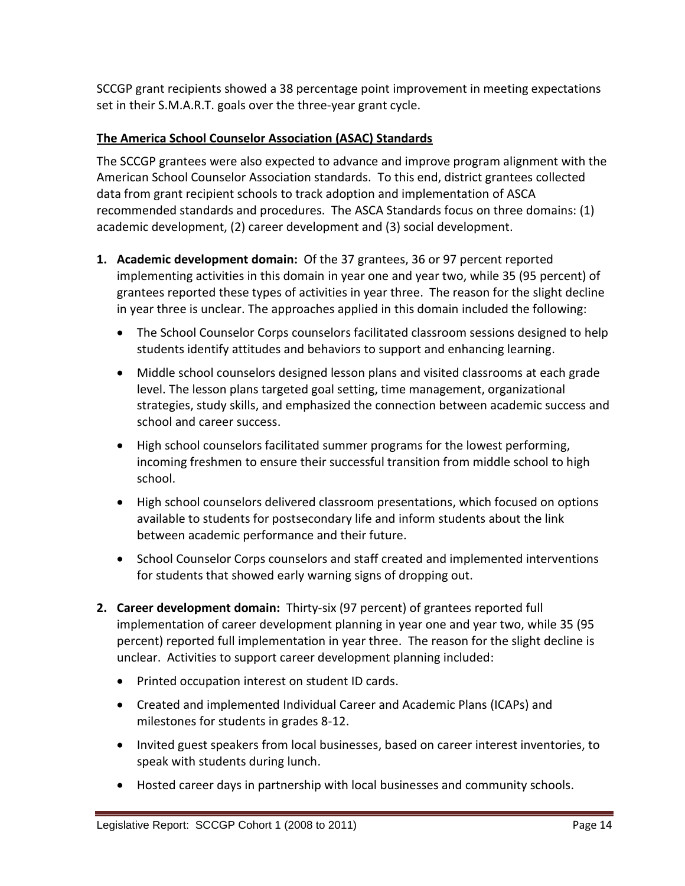SCCGP grant recipients showed a 38 percentage point improvement in meeting expectations set in their S.M.A.R.T. goals over the three-year grant cycle.

**The America School Counselor Association (ASAC) Standards**

The SCCGP grantees were also expected to advance and improve program alignment with the American School Counselor Association standards. To this end, district grantees collected data from grant recipient schools to track adoption and implementation of ASCA recommended standards and procedures. The ASCA Standards focus on three domains: (1) academic development, (2) career development and (3) social development.

1. **Academic development domain:** Of the 37 grantees, 36 or 97 percent reported implementing activities in this domain in year one and year two, while 35 (95 percent) of grantees reported these types of activities in year three. The reason for the slight decline in year three is unclear. The approaches applied in this domain included the following:
   - The School Counselor Corps counselors facilitated classroom sessions designed to help students identify attitudes and behaviors to support and enhancing learning.
   - Middle school counselors designed lesson plans and visited classrooms at each grade level. The lesson plans targeted goal setting, time management, organizational strategies, study skills, and emphasized the connection between academic success and school and career success.
   - High school counselors facilitated summer programs for the lowest performing, incoming freshmen to ensure their successful transition from middle school to high school.
   - High school counselors delivered classroom presentations, which focused on options available to students for postsecondary life and inform students about the link between academic performance and their future.
   - School Counselor Corps counselors and staff created and implemented interventions for students that showed early warning signs of dropping out.

2. **Career development domain:** Thirty-six (97 percent) of grantees reported full implementation of career development planning in year one and year two, while 35 (95 percent) reported full implementation in year three. The reason for the slight decline is unclear. Activities to support career development planning included:
   - Printed occupation interest on student ID cards.
   - Created and implemented Individual Career and Academic Plans (ICAPs) and milestones for students in grades 8-12.
   - Invited guest speakers from local businesses, based on career interest inventories, to speak with students during lunch.
   - Hosted career days in partnership with local businesses and community schools.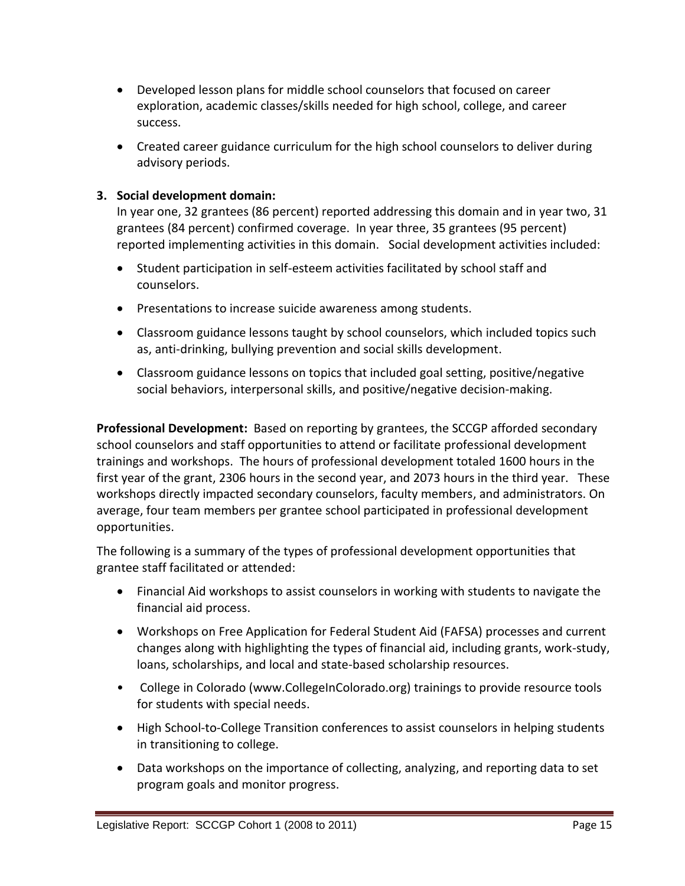- Developed lesson plans for middle school counselors that focused on career exploration, academic classes/skills needed for high school, college, and career success.
- Created career guidance curriculum for the high school counselors to deliver during advisory periods.

3. **Social development domain:**
   In year one, 32 grantees (86 percent) reported addressing this domain and in year two, 31 grantees (84 percent) confirmed coverage. In year three, 35 grantees (95 percent) reported implementing activities in this domain. Social development activities included:
   - Student participation in self-esteem activities facilitated by school staff and counselors.
   - Presentations to increase suicide awareness among students.
   - Classroom guidance lessons taught by school counselors, which included topics such as, anti-drinking, bullying prevention and social skills development.
   - Classroom guidance lessons on topics that included goal setting, positive/negative social behaviors, interpersonal skills, and positive/negative decision-making.

**Professional Development:** Based on reporting by grantees, the SCCGP afforded secondary school counselors and staff opportunities to attend or facilitate professional development trainings and workshops. The hours of professional development totaled 1600 hours in the first year of the grant, 2306 hours in the second year, and 2073 hours in the third year. These workshops directly impacted secondary counselors, faculty members, and administrators. On average, four team members per grantee school participated in professional development opportunities.

The following is a summary of the types of professional development opportunities that grantee staff facilitated or attended:

- Financial Aid workshops to assist counselors in working with students to navigate the financial aid process.
- Workshops on Free Application for Federal Student Aid (FAFSA) processes and current changes along with highlighting the types of financial aid, including grants, work-study, loans, scholarships, and local and state-based scholarship resources.
- College in Colorado (www.CollegeInColorado.org) trainings to provide resource tools for students with special needs.
- High School-to-College Transition conferences to assist counselors in helping students in transitioning to college.
- Data workshops on the importance of collecting, analyzing, and reporting data to set program goals and monitor progress.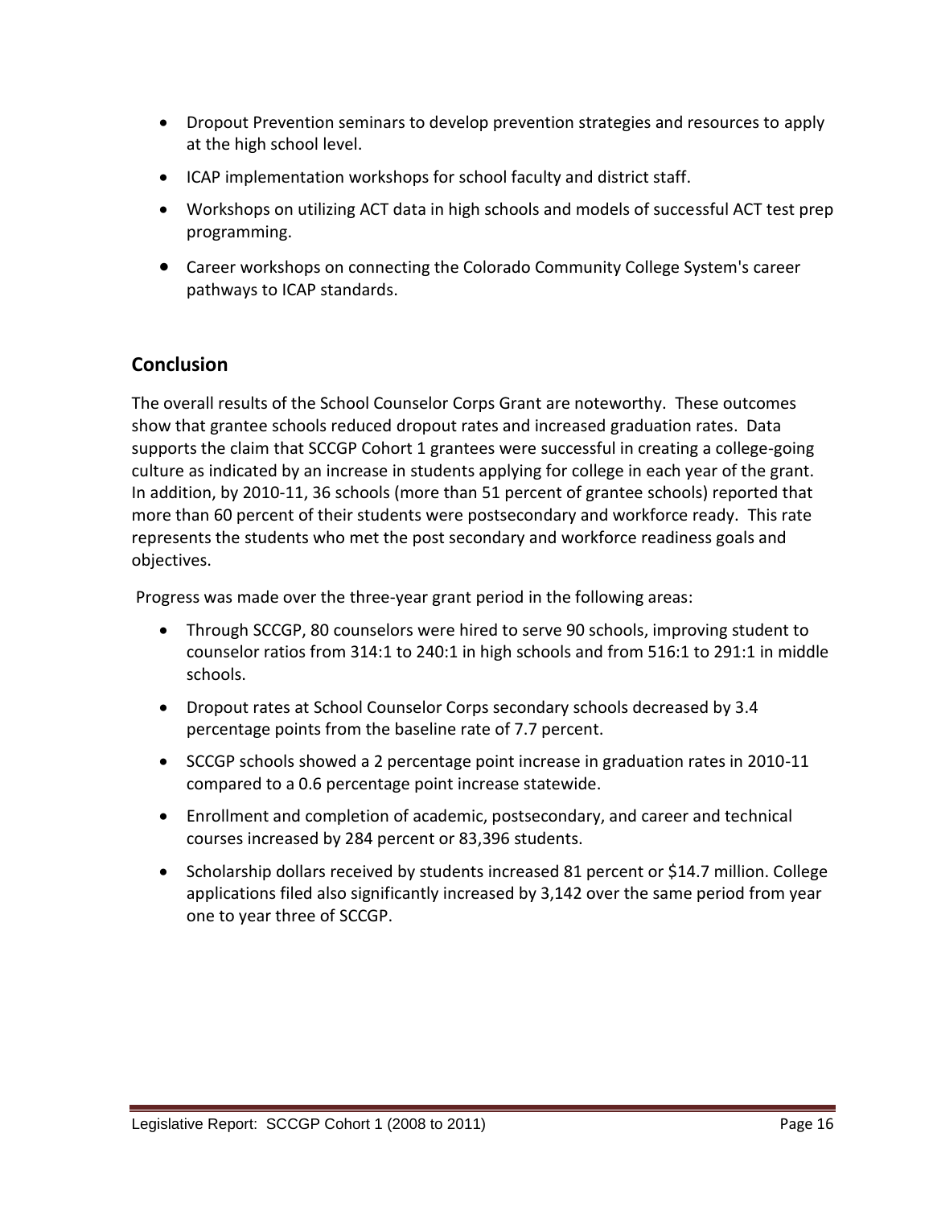- Dropout Prevention seminars to develop prevention strategies and resources to apply at the high school level.
- ICAP implementation workshops for school faculty and district staff.
- Workshops on utilizing ACT data in high schools and models of successful ACT test prep programming.
- Career workshops on connecting the Colorado Community College System's career pathways to ICAP standards.

## Conclusion

The overall results of the School Counselor Corps Grant are noteworthy. These outcomes show that grantee schools reduced dropout rates and increased graduation rates. Data supports the claim that SCCGP Cohort 1 grantees were successful in creating a college-going culture as indicated by an increase in students applying for college in each year of the grant. In addition, by 2010-11, 36 schools (more than 51 percent of grantee schools) reported that more than 60 percent of their students were postsecondary and workforce ready. This rate represents the students who met the post secondary and workforce readiness goals and objectives.

Progress was made over the three-year grant period in the following areas:

- Through SCCGP, 80 counselors were hired to serve 90 schools, improving student to counselor ratios from 314:1 to 240:1 in high schools and from 516:1 to 291:1 in middle schools.
- Dropout rates at School Counselor Corps secondary schools decreased by 3.4 percentage points from the baseline rate of 7.7 percent.
- SCCGP schools showed a 2 percentage point increase in graduation rates in 2010-11 compared to a 0.6 percentage point increase statewide.
- Enrollment and completion of academic, postsecondary, and career and technical courses increased by 284 percent or 83,396 students.
- Scholarship dollars received by students increased 81 percent or $14.7 million. College applications filed also significantly increased by 3,142 over the same period from year one to year three of SCCGP.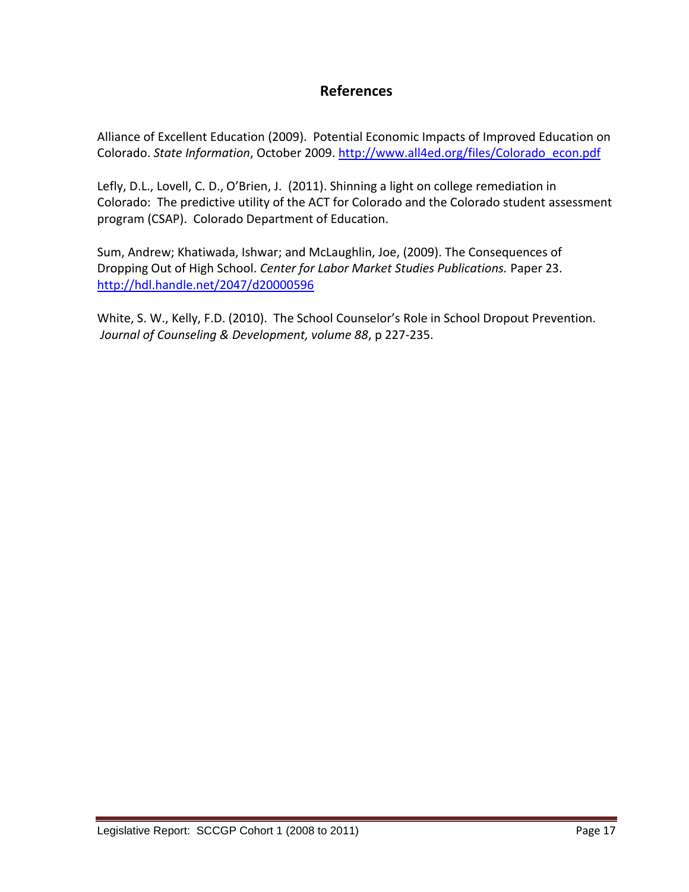## References

Alliance of Excellent Education (2009). Potential Economic Impacts of Improved Education on Colorado. *State Information*, October 2009. http://www.all4ed.org/files/Colorado_econ.pdf

Lefly, D.L., Lovell, C. D., O'Brien, J. (2011). Shinning a light on college remediation in Colorado: The predictive utility of the ACT for Colorado and the Colorado student assessment program (CSAP). Colorado Department of Education.

Sum, Andrew; Khatiwada, Ishwar; and McLaughlin, Joe, (2009). The Consequences of Dropping Out of High School. *Center for Labor Market Studies Publications.* Paper 23. http://hdl.handle.net/2047/d20000596

White, S. W., Kelly, F.D. (2010). The School Counselor's Role in School Dropout Prevention. *Journal of Counseling & Development, volume 88*, p 227-235.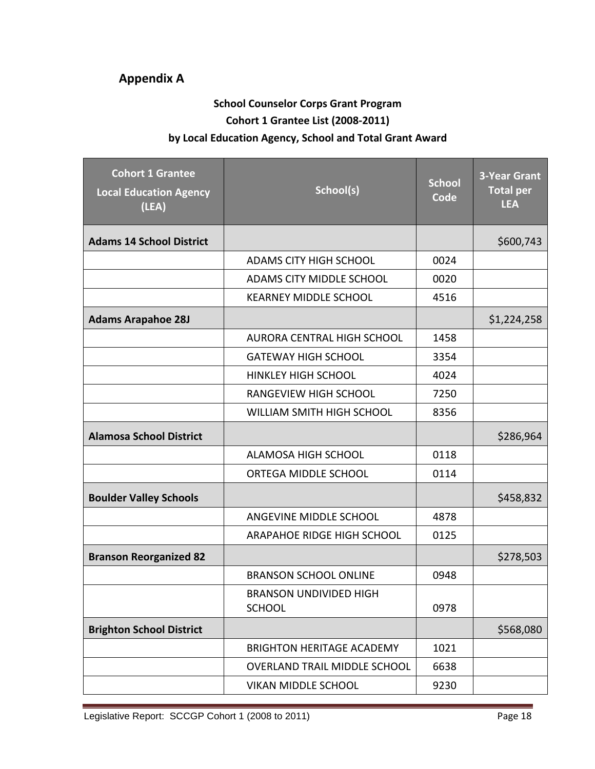## Appendix A

**School Counselor Corps Grant Program**

**Cohort 1 Grantee List (2008-2011)**

**by Local Education Agency, School and Total Grant Award**

| Cohort 1 Grantee Local Education Agency (LEA) | School(s) | School Code | 3-Year Grant Total per LEA |
|---|---|---|---|
| **Adams 14 School District** | | | $600,743 |
| | ADAMS CITY HIGH SCHOOL | 0024 | |
| | ADAMS CITY MIDDLE SCHOOL | 0020 | |
| | KEARNEY MIDDLE SCHOOL | 4516 | |
| **Adams Arapahoe 28J** | | | $1,224,258 |
| | AURORA CENTRAL HIGH SCHOOL | 1458 | |
| | GATEWAY HIGH SCHOOL | 3354 | |
| | HINKLEY HIGH SCHOOL | 4024 | |
| | RANGEVIEW HIGH SCHOOL | 7250 | |
| | WILLIAM SMITH HIGH SCHOOL | 8356 | |
| **Alamosa School District** | | | $286,964 |
| | ALAMOSA HIGH SCHOOL | 0118 | |
| | ORTEGA MIDDLE SCHOOL | 0114 | |
| **Boulder Valley Schools** | | | $458,832 |
| | ANGEVINE MIDDLE SCHOOL | 4878 | |
| | ARAPAHOE RIDGE HIGH SCHOOL | 0125 | |
| **Branson Reorganized 82** | | | $278,503 |
| | BRANSON SCHOOL ONLINE | 0948 | |
| | BRANSON UNDIVIDED HIGH SCHOOL | 0978 | |
| **Brighton School District** | | | $568,080 |
| | BRIGHTON HERITAGE ACADEMY | 1021 | |
| | OVERLAND TRAIL MIDDLE SCHOOL | 6638 | |
| | VIKAN MIDDLE SCHOOL | 9230 | |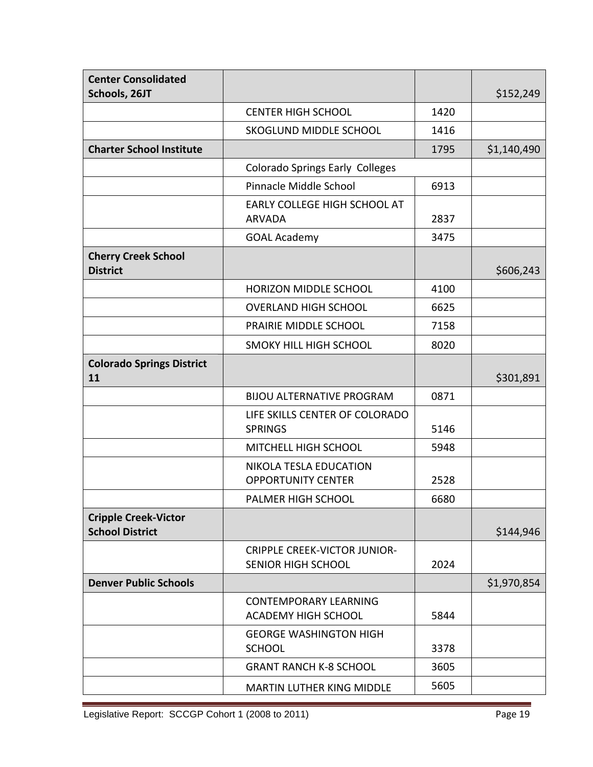| **Center Consolidated Schools, 26JT** | | | $152,249 |
|---|---|---|---|
| | CENTER HIGH SCHOOL | 1420 | |
| | SKOGLUND MIDDLE SCHOOL | 1416 | |
| **Charter School Institute** | | 1795 | $1,140,490 |
| | Colorado Springs Early Colleges | | |
| | Pinnacle Middle School | 6913 | |
| | EARLY COLLEGE HIGH SCHOOL AT ARVADA | 2837 | |
| | GOAL Academy | 3475 | |
| **Cherry Creek School District** | | | $606,243 |
| | HORIZON MIDDLE SCHOOL | 4100 | |
| | OVERLAND HIGH SCHOOL | 6625 | |
| | PRAIRIE MIDDLE SCHOOL | 7158 | |
| | SMOKY HILL HIGH SCHOOL | 8020 | |
| **Colorado Springs District 11** | | | $301,891 |
| | BIJOU ALTERNATIVE PROGRAM | 0871 | |
| | LIFE SKILLS CENTER OF COLORADO SPRINGS | 5146 | |
| | MITCHELL HIGH SCHOOL | 5948 | |
| | NIKOLA TESLA EDUCATION OPPORTUNITY CENTER | 2528 | |
| | PALMER HIGH SCHOOL | 6680 | |
| **Cripple Creek-Victor School District** | | | $144,946 |
| | CRIPPLE CREEK-VICTOR JUNIOR-SENIOR HIGH SCHOOL | 2024 | |
| **Denver Public Schools** | | | $1,970,854 |
| | CONTEMPORARY LEARNING ACADEMY HIGH SCHOOL | 5844 | |
| | GEORGE WASHINGTON HIGH SCHOOL | 3378 | |
| | GRANT RANCH K-8 SCHOOL | 3605 | |
| | MARTIN LUTHER KING MIDDLE | 5605 | |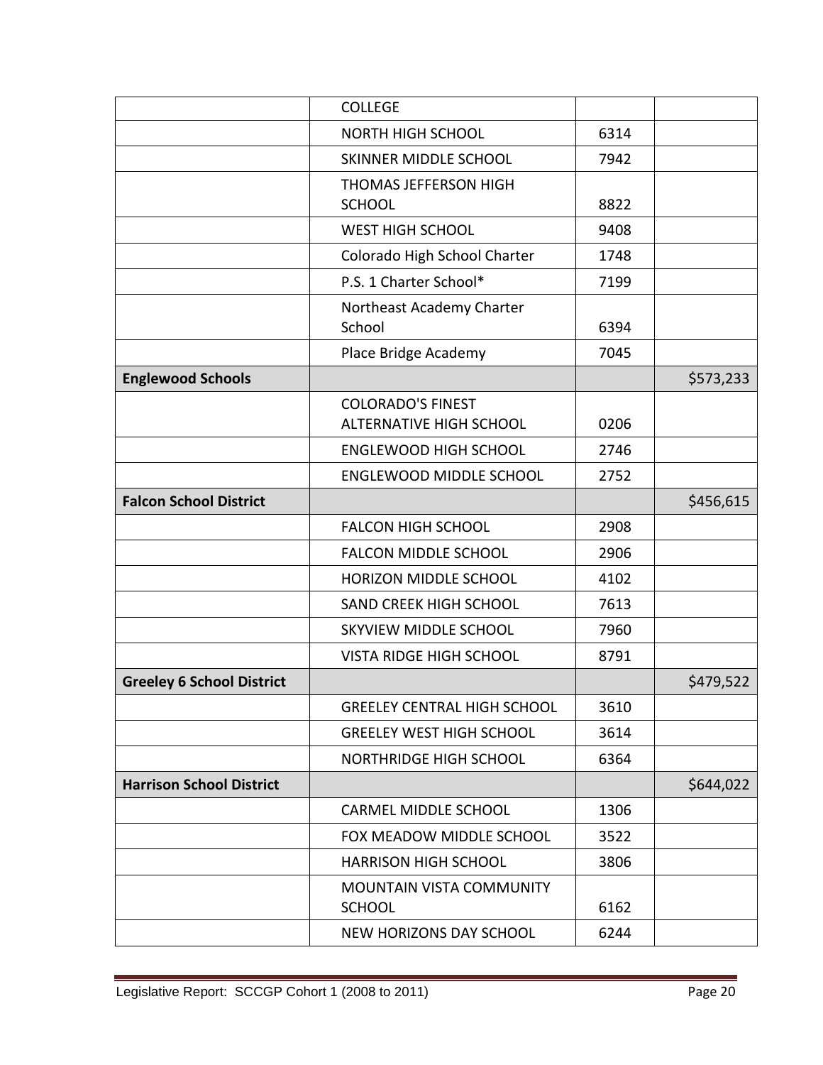| | | | |
|---|---|---|---|
| | COLLEGE | | |
| | NORTH HIGH SCHOOL | 6314 | |
| | SKINNER MIDDLE SCHOOL | 7942 | |
| | THOMAS JEFFERSON HIGH SCHOOL | 8822 | |
| | WEST HIGH SCHOOL | 9408 | |
| | Colorado High School Charter | 1748 | |
| | P.S. 1 Charter School* | 7199 | |
| | Northeast Academy Charter School | 6394 | |
| | Place Bridge Academy | 7045 | |
| **Englewood Schools** | | | $573,233 |
| | COLORADO'S FINEST ALTERNATIVE HIGH SCHOOL | 0206 | |
| | ENGLEWOOD HIGH SCHOOL | 2746 | |
| | ENGLEWOOD MIDDLE SCHOOL | 2752 | |
| **Falcon School District** | | | $456,615 |
| | FALCON HIGH SCHOOL | 2908 | |
| | FALCON MIDDLE SCHOOL | 2906 | |
| | HORIZON MIDDLE SCHOOL | 4102 | |
| | SAND CREEK HIGH SCHOOL | 7613 | |
| | SKYVIEW MIDDLE SCHOOL | 7960 | |
| | VISTA RIDGE HIGH SCHOOL | 8791 | |
| **Greeley 6 School District** | | | $479,522 |
| | GREELEY CENTRAL HIGH SCHOOL | 3610 | |
| | GREELEY WEST HIGH SCHOOL | 3614 | |
| | NORTHRIDGE HIGH SCHOOL | 6364 | |
| **Harrison School District** | | | $644,022 |
| | CARMEL MIDDLE SCHOOL | 1306 | |
| | FOX MEADOW MIDDLE SCHOOL | 3522 | |
| | HARRISON HIGH SCHOOL | 3806 | |
| | MOUNTAIN VISTA COMMUNITY SCHOOL | 6162 | |
| | NEW HORIZONS DAY SCHOOL | 6244 | |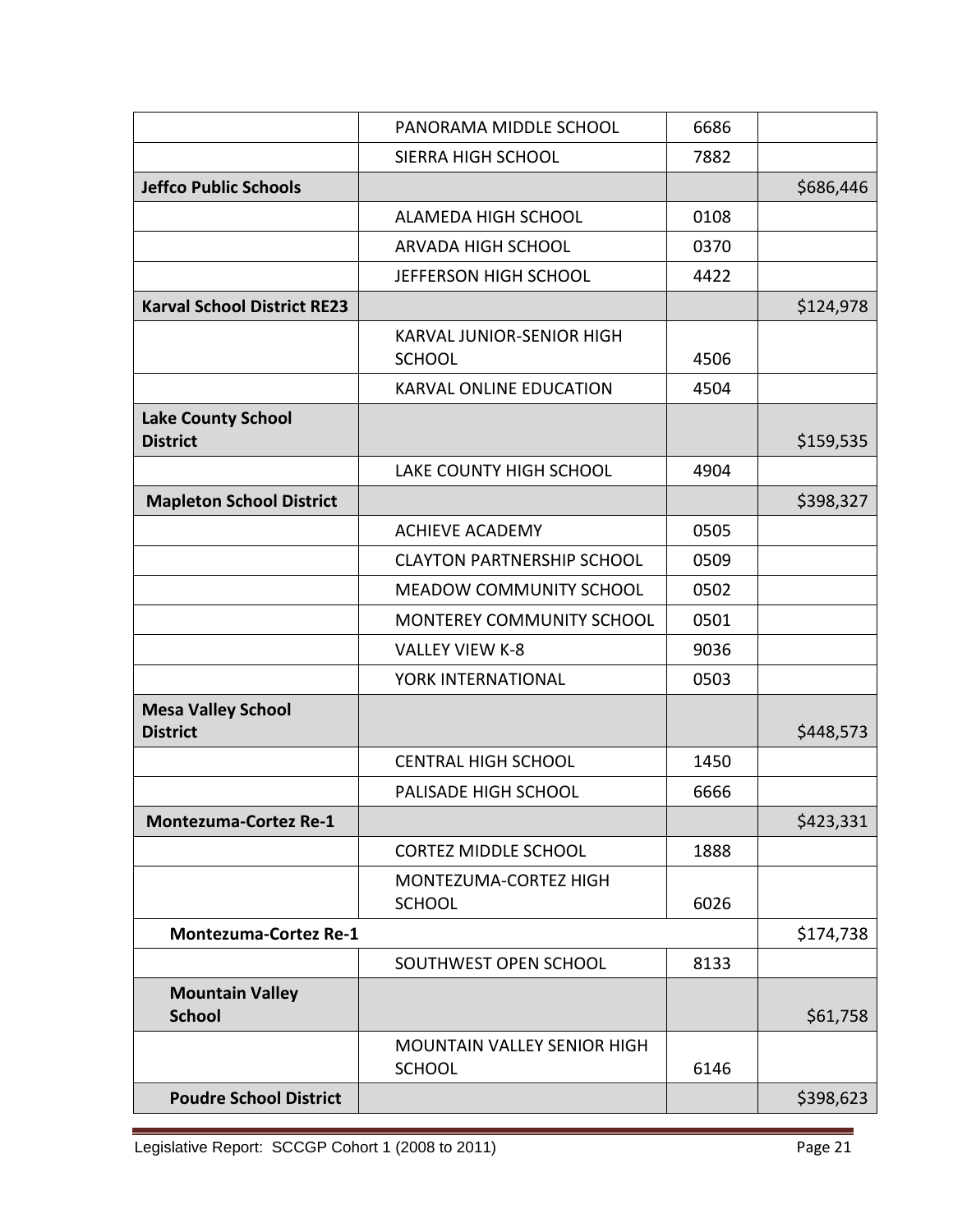| | | | |
|---|---|---|---|
| | PANORAMA MIDDLE SCHOOL | 6686 | |
| | SIERRA HIGH SCHOOL | 7882 | |
| **Jeffco Public Schools** | | | $686,446 |
| | ALAMEDA HIGH SCHOOL | 0108 | |
| | ARVADA HIGH SCHOOL | 0370 | |
| | JEFFERSON HIGH SCHOOL | 4422 | |
| **Karval School District RE23** | | | $124,978 |
| | KARVAL JUNIOR-SENIOR HIGH SCHOOL | 4506 | |
| | KARVAL ONLINE EDUCATION | 4504 | |
| **Lake County School District** | | | $159,535 |
| | LAKE COUNTY HIGH SCHOOL | 4904 | |
| **Mapleton School District** | | | $398,327 |
| | ACHIEVE ACADEMY | 0505 | |
| | CLAYTON PARTNERSHIP SCHOOL | 0509 | |
| | MEADOW COMMUNITY SCHOOL | 0502 | |
| | MONTEREY COMMUNITY SCHOOL | 0501 | |
| | VALLEY VIEW K-8 | 9036 | |
| | YORK INTERNATIONAL | 0503 | |
| **Mesa Valley School District** | | | $448,573 |
| | CENTRAL HIGH SCHOOL | 1450 | |
| | PALISADE HIGH SCHOOL | 6666 | |
| **Montezuma-Cortez Re-1** | | | $423,331 |
| | CORTEZ MIDDLE SCHOOL | 1888 | |
| | MONTEZUMA-CORTEZ HIGH SCHOOL | 6026 | |
| **Montezuma-Cortez Re-1** | | | $174,738 |
| | SOUTHWEST OPEN SCHOOL | 8133 | |
| **Mountain Valley School** | | | $61,758 |
| | MOUNTAIN VALLEY SENIOR HIGH SCHOOL | 6146 | |
| **Poudre School District** | | | $398,623 |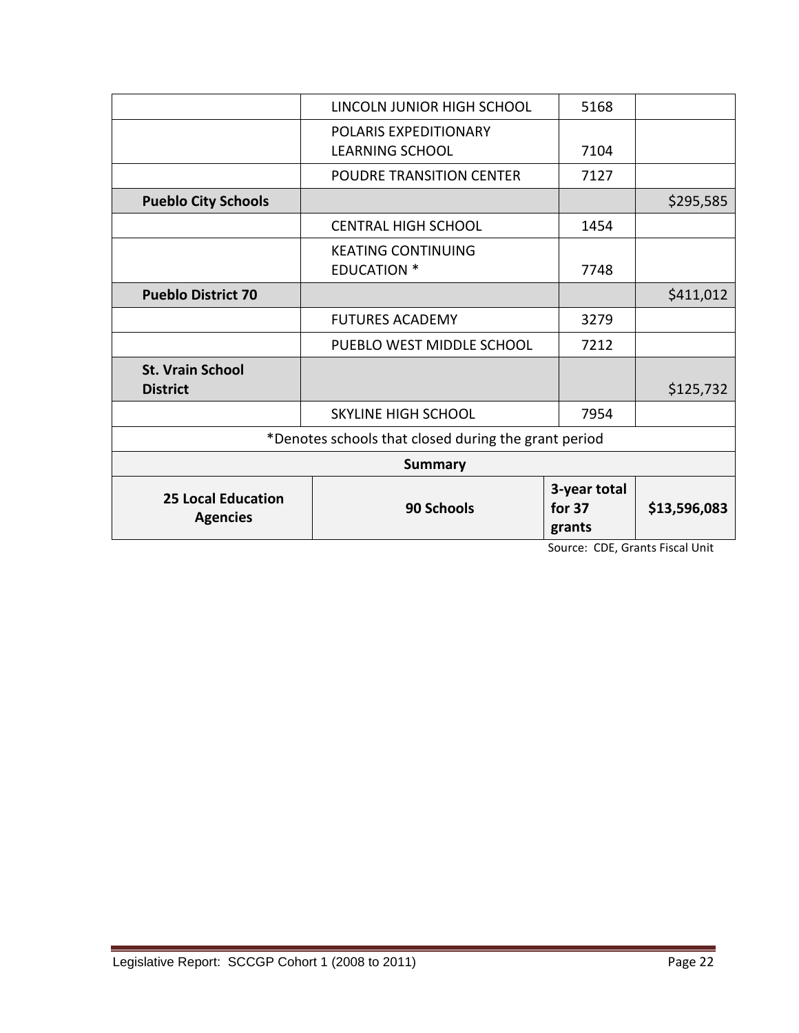| | | | |
|---|---|---|---|
| | LINCOLN JUNIOR HIGH SCHOOL | 5168 | |
| | POLARIS EXPEDITIONARY LEARNING SCHOOL | 7104 | |
| | POUDRE TRANSITION CENTER | 7127 | |
| **Pueblo City Schools** | | | $295,585 |
| | CENTRAL HIGH SCHOOL | 1454 | |
| | KEATING CONTINUING EDUCATION * | 7748 | |
| **Pueblo District 70** | | | $411,012 |
| | FUTURES ACADEMY | 3279 | |
| | PUEBLO WEST MIDDLE SCHOOL | 7212 | |
| **St. Vrain School District** | | | $125,732 |
| | SKYLINE HIGH SCHOOL | 7954 | |
| *Denotes schools that closed during the grant period | | | |
| **Summary** | | | |
| **25 Local Education Agencies** | **90 Schools** | **3-year total for 37 grants** | **$13,596,083** |

Source: CDE, Grants Fiscal Unit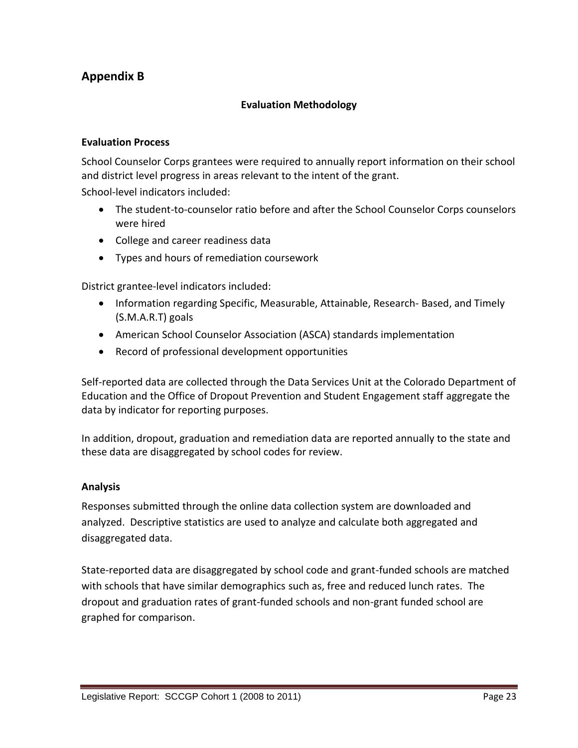## Appendix B

### Evaluation Methodology

**Evaluation Process**

School Counselor Corps grantees were required to annually report information on their school and district level progress in areas relevant to the intent of the grant.

School-level indicators included:

- The student-to-counselor ratio before and after the School Counselor Corps counselors were hired
- College and career readiness data
- Types and hours of remediation coursework

District grantee-level indicators included:

- Information regarding Specific, Measurable, Attainable, Research- Based, and Timely (S.M.A.R.T) goals
- American School Counselor Association (ASCA) standards implementation
- Record of professional development opportunities

Self-reported data are collected through the Data Services Unit at the Colorado Department of Education and the Office of Dropout Prevention and Student Engagement staff aggregate the data by indicator for reporting purposes.

In addition, dropout, graduation and remediation data are reported annually to the state and these data are disaggregated by school codes for review.

**Analysis**

Responses submitted through the online data collection system are downloaded and analyzed. Descriptive statistics are used to analyze and calculate both aggregated and disaggregated data.

State-reported data are disaggregated by school code and grant-funded schools are matched with schools that have similar demographics such as, free and reduced lunch rates. The dropout and graduation rates of grant-funded schools and non-grant funded school are graphed for comparison.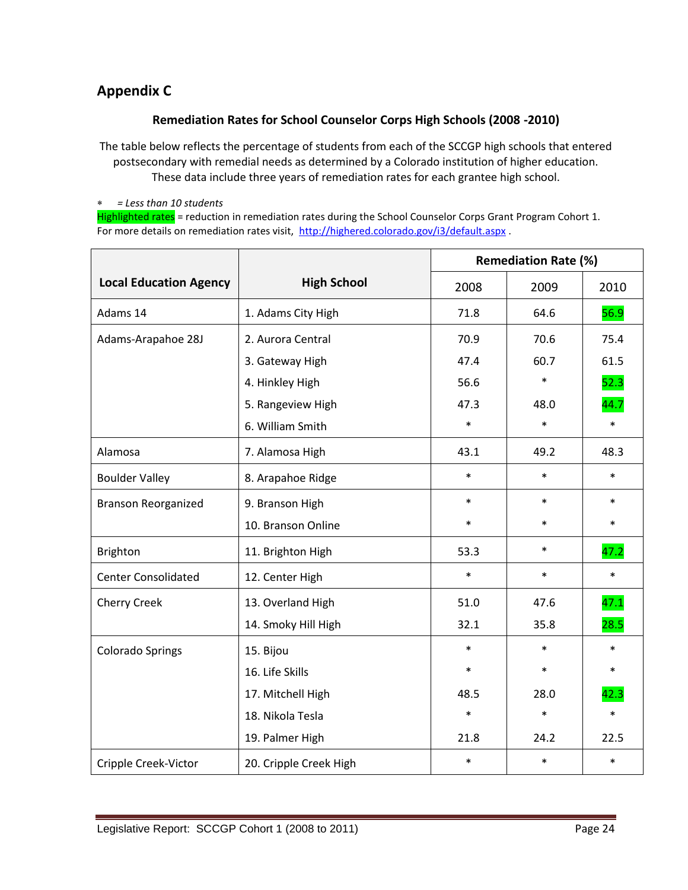## Appendix C

**Remediation Rates for School Counselor Corps High Schools (2008 -2010)**

The table below reflects the percentage of students from each of the SCCGP high schools that entered postsecondary with remedial needs as determined by a Colorado institution of higher education. These data include three years of remediation rates for each grantee high school.

\* *= Less than 10 students*

Highlighted rates = reduction in remediation rates during the School Counselor Corps Grant Program Cohort 1. For more details on remediation rates visit, http://highered.colorado.gov/i3/default.aspx .

| Local Education Agency | High School | Remediation Rate (%) | | |
|---|---|---|---|---|
| | | 2008 | 2009 | 2010 |
| Adams 14 | 1. Adams City High | 71.8 | 64.6 | 56.9 |
| Adams-Arapahoe 28J | 2. Aurora Central | 70.9 | 70.6 | 75.4 |
| | 3. Gateway High | 47.4 | 60.7 | 61.5 |
| | 4. Hinkley High | 56.6 | * | 52.3 |
| | 5. Rangeview High | 47.3 | 48.0 | 44.7 |
| | 6. William Smith | * | * | * |
| Alamosa | 7. Alamosa High | 43.1 | 49.2 | 48.3 |
| Boulder Valley | 8. Arapahoe Ridge | * | * | * |
| Branson Reorganized | 9. Branson High | * | * | * |
| | 10. Branson Online | * | * | * |
| Brighton | 11. Brighton High | 53.3 | * | 47.2 |
| Center Consolidated | 12. Center High | * | * | * |
| Cherry Creek | 13. Overland High | 51.0 | 47.6 | 47.1 |
| | 14. Smoky Hill High | 32.1 | 35.8 | 28.5 |
| Colorado Springs | 15. Bijou | * | * | * |
| | 16. Life Skills | * | * | * |
| | 17. Mitchell High | 48.5 | 28.0 | 42.3 |
| | 18. Nikola Tesla | * | * | * |
| | 19. Palmer High | 21.8 | 24.2 | 22.5 |
| Cripple Creek-Victor | 20. Cripple Creek High | * | * | * |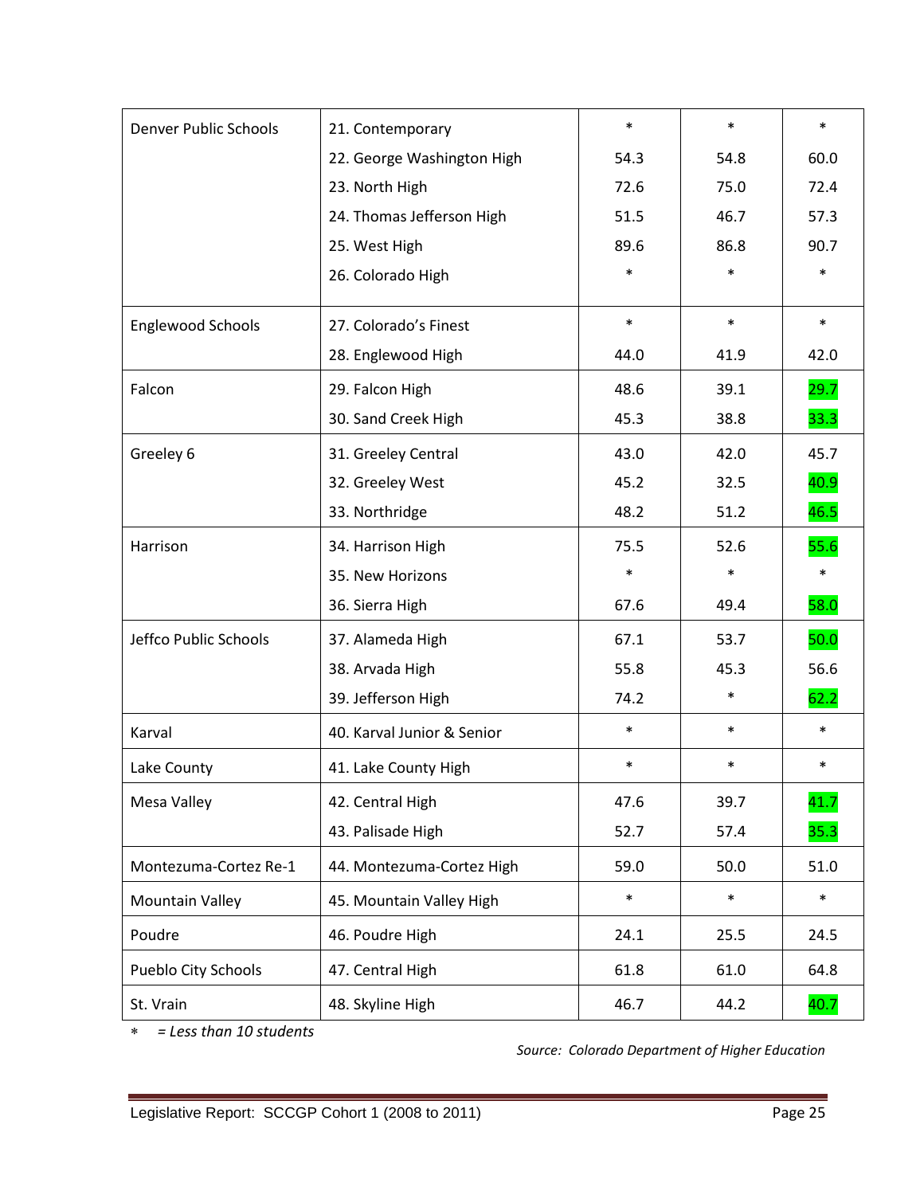| | | | | |
|---|---|---|---|---|
| Denver Public Schools | 21. Contemporary | * | * | * |
| | 22. George Washington High | 54.3 | 54.8 | 60.0 |
| | 23. North High | 72.6 | 75.0 | 72.4 |
| | 24. Thomas Jefferson High | 51.5 | 46.7 | 57.3 |
| | 25. West High | 89.6 | 86.8 | 90.7 |
| | 26. Colorado High | * | * | * |
| Englewood Schools | 27. Colorado's Finest | * | * | * |
| | 28. Englewood High | 44.0 | 41.9 | 42.0 |
| Falcon | 29. Falcon High | 48.6 | 39.1 | 29.7 |
| | 30. Sand Creek High | 45.3 | 38.8 | 33.3 |
| Greeley 6 | 31. Greeley Central | 43.0 | 42.0 | 45.7 |
| | 32. Greeley West | 45.2 | 32.5 | 40.9 |
| | 33. Northridge | 48.2 | 51.2 | 46.5 |
| Harrison | 34. Harrison High | 75.5 | 52.6 | 55.6 |
| | 35. New Horizons | * | * | * |
| | 36. Sierra High | 67.6 | 49.4 | 58.0 |
| Jeffco Public Schools | 37. Alameda High | 67.1 | 53.7 | 50.0 |
| | 38. Arvada High | 55.8 | 45.3 | 56.6 |
| | 39. Jefferson High | 74.2 | * | 62.2 |
| Karval | 40. Karval Junior & Senior | * | * | * |
| Lake County | 41. Lake County High | * | * | * |
| Mesa Valley | 42. Central High | 47.6 | 39.7 | 41.7 |
| | 43. Palisade High | 52.7 | 57.4 | 35.3 |
| Montezuma-Cortez Re-1 | 44. Montezuma-Cortez High | 59.0 | 50.0 | 51.0 |
| Mountain Valley | 45. Mountain Valley High | * | * | * |
| Poudre | 46. Poudre High | 24.1 | 25.5 | 24.5 |
| Pueblo City Schools | 47. Central High | 61.8 | 61.0 | 64.8 |
| St. Vrain | 48. Skyline High | 46.7 | 44.2 | 40.7 |

* *= Less than 10 students*

*Source: Colorado Department of Higher Education*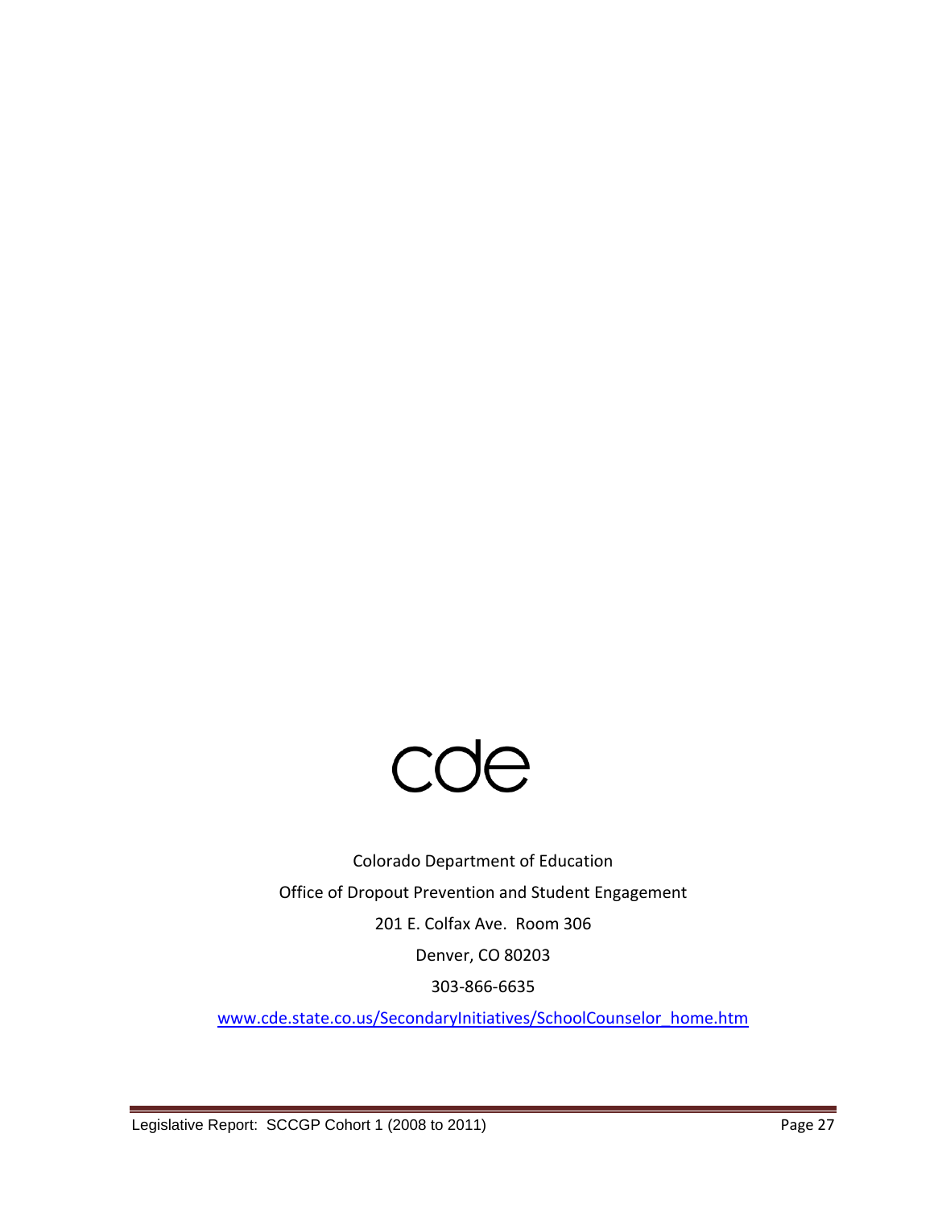cde

Colorado Department of Education

Office of Dropout Prevention and Student Engagement

201 E. Colfax Ave. Room 306

Denver, CO 80203

303-866-6635

www.cde.state.co.us/SecondaryInitiatives/SchoolCounselor_home.htm